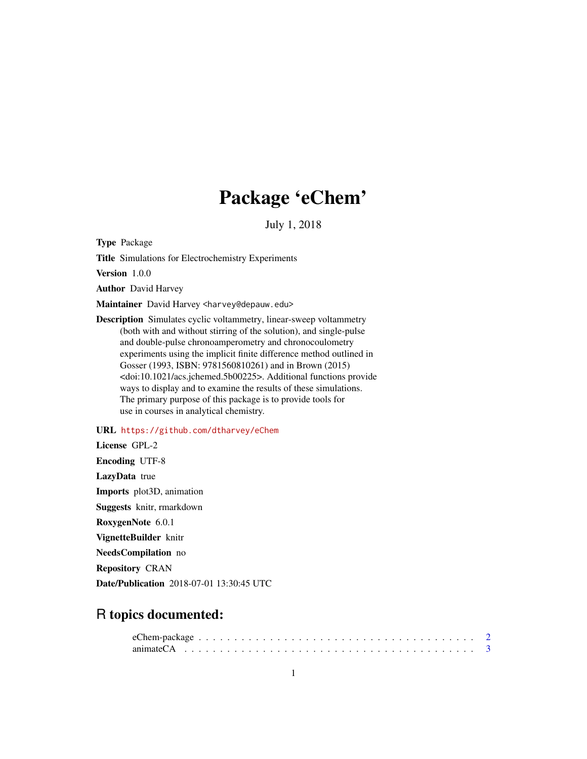# Package 'eChem'

July 1, 2018

**Type** Package

**Title** Simulations for Electrochemistry Experiments

**Version** 1.0.0

**Author** David Harvey

**Maintainer** David Harvey <harvey@depauw.edu>

**Description** Simulates cyclic voltammetry, linear-sweep voltammetry (both with and without stirring of the solution), and single-pulse and double-pulse chronoamperometry and chronocoulometry experiments using the implicit finite difference method outlined in Gosser (1993, ISBN: 9781560810261) and in Brown (2015) <doi:10.1021/acs.jchemed.5b00225>. Additional functions provide ways to display and to examine the results of these simulations. The primary purpose of this package is to provide tools for use in courses in analytical chemistry.

**URL** https://github.com/dtharvey/eChem

**License** GPL-2

**Encoding** UTF-8

**LazyData** true

**Imports** plot3D, animation

**Suggests** knitr, rmarkdown

**RoxygenNote** 6.0.1

**VignetteBuilder** knitr

**NeedsCompilation** no

**Repository** CRAN

**Date/Publication** 2018-07-01 13:30:45 UTC

## R topics documented:

eChem-package . . . . . . . . . . . . . . . . . . . . . . . . . . . . . . . . . . . . . . 2
animateCA . . . . . . . . . . . . . . . . . . . . . . . . . . . . . . . . . . . . . . . . . 3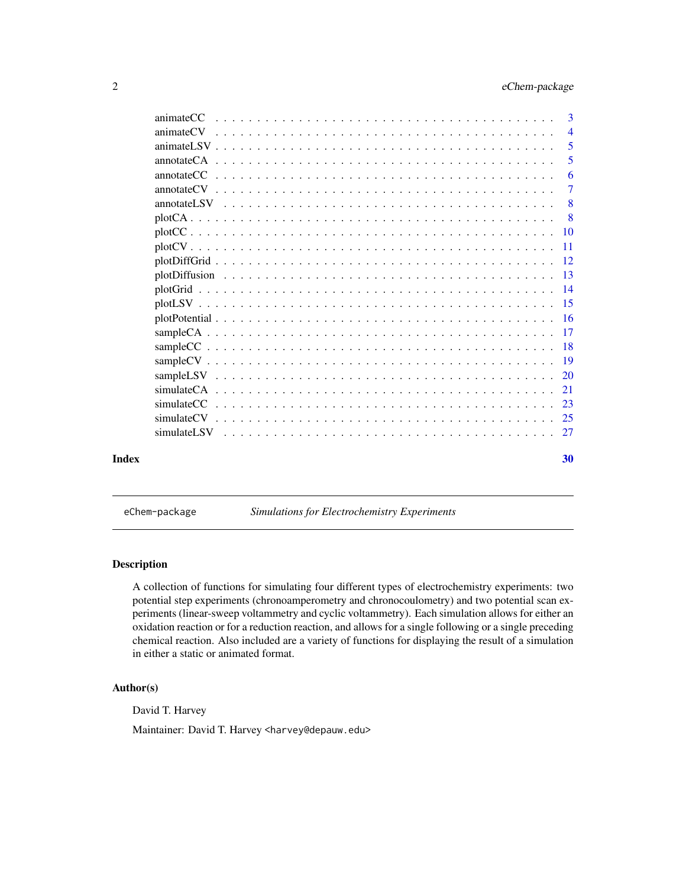animateCC . . . . . . . . . . . . . . . . . . . . . . . . . . . . . . . . . . . . . . . 3
animateCV . . . . . . . . . . . . . . . . . . . . . . . . . . . . . . . . . . . . . . . 4
animateLSV . . . . . . . . . . . . . . . . . . . . . . . . . . . . . . . . . . . . . . 5
annotateCA . . . . . . . . . . . . . . . . . . . . . . . . . . . . . . . . . . . . . . 5
annotateCC . . . . . . . . . . . . . . . . . . . . . . . . . . . . . . . . . . . . . . 6
annotateCV . . . . . . . . . . . . . . . . . . . . . . . . . . . . . . . . . . . . . . 7
annotateLSV . . . . . . . . . . . . . . . . . . . . . . . . . . . . . . . . . . . . . 8
plotCA . . . . . . . . . . . . . . . . . . . . . . . . . . . . . . . . . . . . . . . . 8
plotCC . . . . . . . . . . . . . . . . . . . . . . . . . . . . . . . . . . . . . . . . 10
plotCV . . . . . . . . . . . . . . . . . . . . . . . . . . . . . . . . . . . . . . . . 11
plotDiffGrid . . . . . . . . . . . . . . . . . . . . . . . . . . . . . . . . . . . . . 12
plotDiffusion . . . . . . . . . . . . . . . . . . . . . . . . . . . . . . . . . . . . . 13
plotGrid . . . . . . . . . . . . . . . . . . . . . . . . . . . . . . . . . . . . . . . 14
plotLSV . . . . . . . . . . . . . . . . . . . . . . . . . . . . . . . . . . . . . . . 15
plotPotential . . . . . . . . . . . . . . . . . . . . . . . . . . . . . . . . . . . . . 16
sampleCA . . . . . . . . . . . . . . . . . . . . . . . . . . . . . . . . . . . . . . . 17
sampleCC . . . . . . . . . . . . . . . . . . . . . . . . . . . . . . . . . . . . . . . 18
sampleCV . . . . . . . . . . . . . . . . . . . . . . . . . . . . . . . . . . . . . . . 19
sampleLSV . . . . . . . . . . . . . . . . . . . . . . . . . . . . . . . . . . . . . . 20
simulateCA . . . . . . . . . . . . . . . . . . . . . . . . . . . . . . . . . . . . . . 21
simulateCC . . . . . . . . . . . . . . . . . . . . . . . . . . . . . . . . . . . . . . 23
simulateCV . . . . . . . . . . . . . . . . . . . . . . . . . . . . . . . . . . . . . . 25
simulateLSV . . . . . . . . . . . . . . . . . . . . . . . . . . . . . . . . . . . . . 27

**Index** **30**

---

`eChem-package` *Simulations for Electrochemistry Experiments*

---

## Description

A collection of functions for simulating four different types of electrochemistry experiments: two potential step experiments (chronoamperometry and chronocoulometry) and two potential scan experiments (linear-sweep voltammetry and cyclic voltammetry). Each simulation allows for either an oxidation reaction or for a reduction reaction, and allows for a single following or a single preceding chemical reaction. Also included are a variety of functions for displaying the result of a simulation in either a static or animated format.

## Author(s)

David T. Harvey

Maintainer: David T. Harvey <harvey@depauw.edu>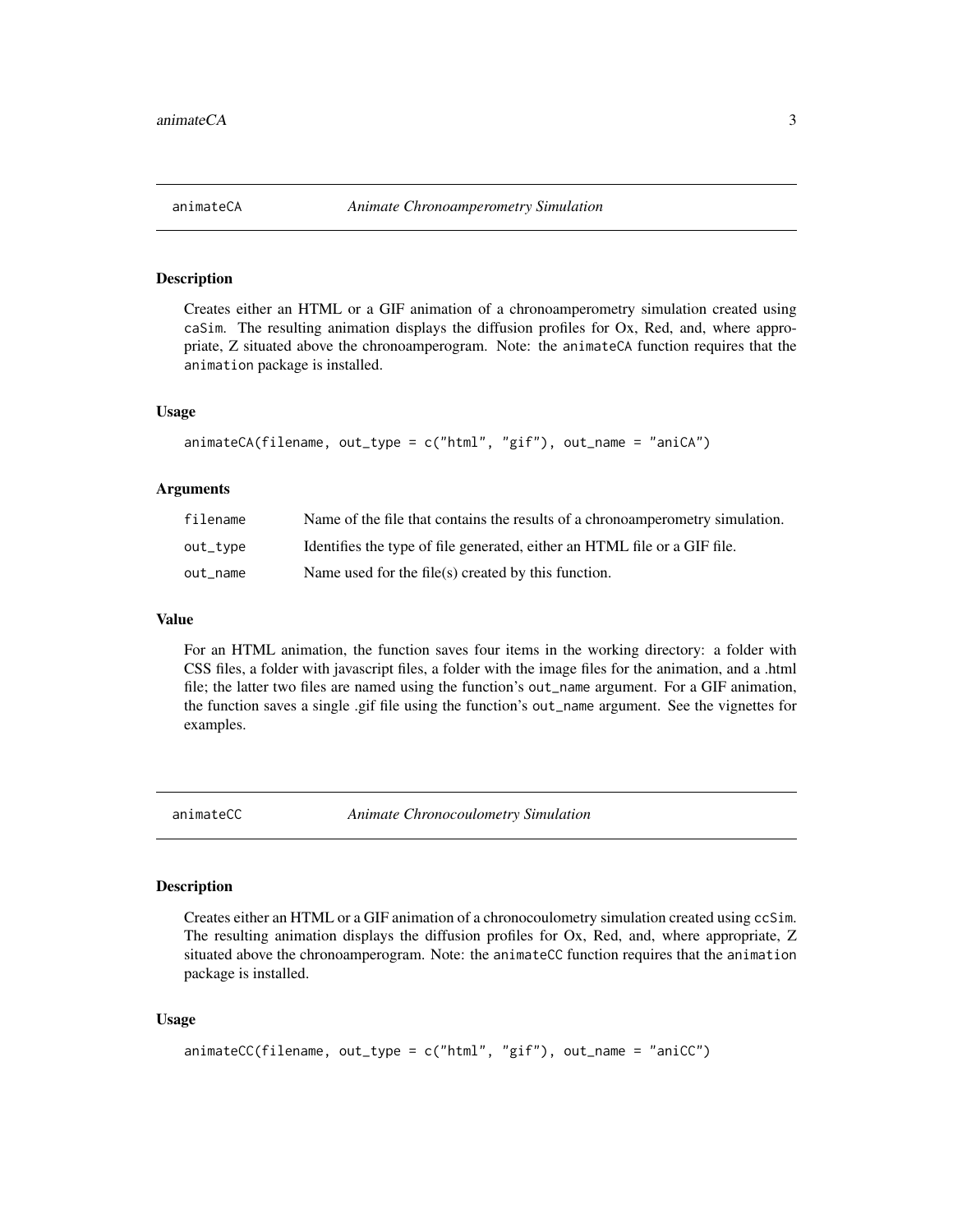## animateCA — *Animate Chronoamperometry Simulation*

### Description

Creates either an HTML or a GIF animation of a chronoamperometry simulation created using `caSim`. The resulting animation displays the diffusion profiles for Ox, Red, and, where appropriate, Z situated above the chronoamperogram. Note: the `animateCA` function requires that the `animation` package is installed.

### Usage

```
animateCA(filename, out_type = c("html", "gif"), out_name = "aniCA")
```

### Arguments

| | |
|---|---|
| `filename` | Name of the file that contains the results of a chronoamperometry simulation. |
| `out_type` | Identifies the type of file generated, either an HTML file or a GIF file. |
| `out_name` | Name used for the file(s) created by this function. |

### Value

For an HTML animation, the function saves four items in the working directory: a folder with CSS files, a folder with javascript files, a folder with the image files for the animation, and a .html file; the latter two files are named using the function's `out_name` argument. For a GIF animation, the function saves a single .gif file using the function's `out_name` argument. See the vignettes for examples.

## animateCC — *Animate Chronocoulometry Simulation*

### Description

Creates either an HTML or a GIF animation of a chronocoulometry simulation created using `ccSim`. The resulting animation displays the diffusion profiles for Ox, Red, and, where appropriate, Z situated above the chronoamperogram. Note: the `animateCC` function requires that the `animation` package is installed.

### Usage

```
animateCC(filename, out_type = c("html", "gif"), out_name = "aniCC")
```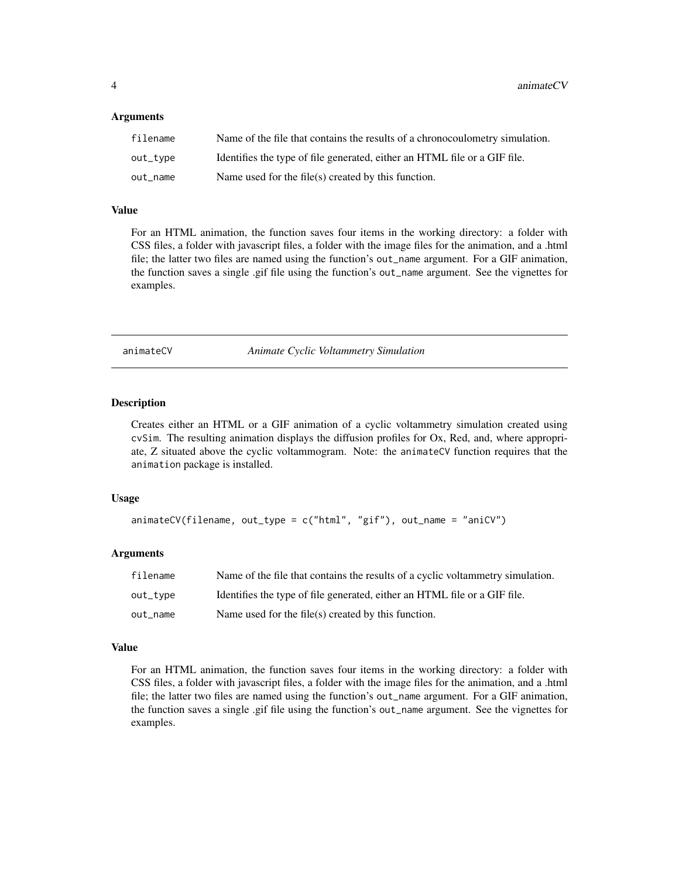### Arguments

| | |
|---|---|
| `filename` | Name of the file that contains the results of a chronocoulometry simulation. |
| `out_type` | Identifies the type of file generated, either an HTML file or a GIF file. |
| `out_name` | Name used for the file(s) created by this function. |

### Value

For an HTML animation, the function saves four items in the working directory: a folder with CSS files, a folder with javascript files, a folder with the image files for the animation, and a .html file; the latter two files are named using the function's `out_name` argument. For a GIF animation, the function saves a single .gif file using the function's `out_name` argument. See the vignettes for examples.

---

## animateCV — *Animate Cyclic Voltammetry Simulation*

### Description

Creates either an HTML or a GIF animation of a cyclic voltammetry simulation created using `cvSim`. The resulting animation displays the diffusion profiles for Ox, Red, and, where appropriate, Z situated above the cyclic voltammogram. Note: the `animateCV` function requires that the `animation` package is installed.

### Usage

```
animateCV(filename, out_type = c("html", "gif"), out_name = "aniCV")
```

### Arguments

| | |
|---|---|
| `filename` | Name of the file that contains the results of a cyclic voltammetry simulation. |
| `out_type` | Identifies the type of file generated, either an HTML file or a GIF file. |
| `out_name` | Name used for the file(s) created by this function. |

### Value

For an HTML animation, the function saves four items in the working directory: a folder with CSS files, a folder with javascript files, a folder with the image files for the animation, and a .html file; the latter two files are named using the function's `out_name` argument. For a GIF animation, the function saves a single .gif file using the function's `out_name` argument. See the vignettes for examples.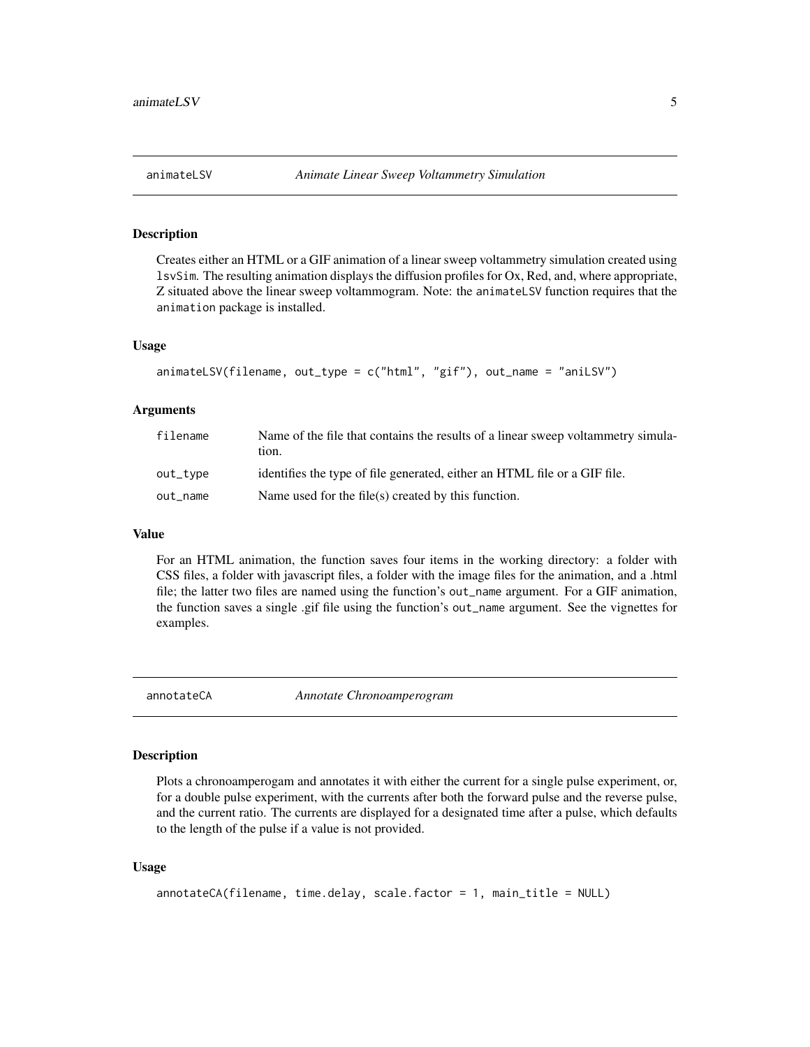## animateLSV *Animate Linear Sweep Voltammetry Simulation*

### Description

Creates either an HTML or a GIF animation of a linear sweep voltammetry simulation created using `lsvSim`. The resulting animation displays the diffusion profiles for Ox, Red, and, where appropriate, Z situated above the linear sweep voltammogram. Note: the `animateLSV` function requires that the `animation` package is installed.

### Usage

```
animateLSV(filename, out_type = c("html", "gif"), out_name = "aniLSV")
```

### Arguments

| | |
|---|---|
| `filename` | Name of the file that contains the results of a linear sweep voltammetry simulation. |
| `out_type` | identifies the type of file generated, either an HTML file or a GIF file. |
| `out_name` | Name used for the file(s) created by this function. |

### Value

For an HTML animation, the function saves four items in the working directory: a folder with CSS files, a folder with javascript files, a folder with the image files for the animation, and a .html file; the latter two files are named using the function's `out_name` argument. For a GIF animation, the function saves a single .gif file using the function's `out_name` argument. See the vignettes for examples.

## annotateCA *Annotate Chronoamperogram*

### Description

Plots a chronoamperogam and annotates it with either the current for a single pulse experiment, or, for a double pulse experiment, with the currents after both the forward pulse and the reverse pulse, and the current ratio. The currents are displayed for a designated time after a pulse, which defaults to the length of the pulse if a value is not provided.

### Usage

```
annotateCA(filename, time.delay, scale.factor = 1, main_title = NULL)
```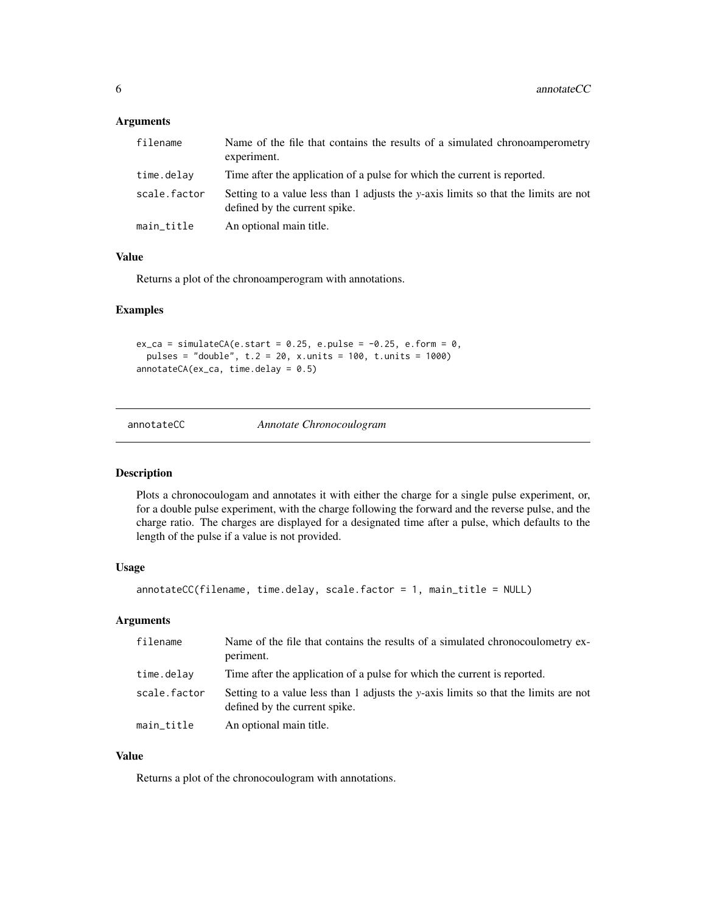### Arguments

| | |
|---|---|
| filename | Name of the file that contains the results of a simulated chronoamperometry experiment. |
| time.delay | Time after the application of a pulse for which the current is reported. |
| scale.factor | Setting to a value less than 1 adjusts the *y*-axis limits so that the limits are not defined by the current spike. |
| main_title | An optional main title. |

### Value

Returns a plot of the chronoamperogram with annotations.

### Examples

```
ex_ca = simulateCA(e.start = 0.25, e.pulse = -0.25, e.form = 0,
  pulses = "double", t.2 = 20, x.units = 100, t.units = 1000)
annotateCA(ex_ca, time.delay = 0.5)
```

---

## annotateCC    *Annotate Chronocoulogram*

---

### Description

Plots a chronocoulogam and annotates it with either the charge for a single pulse experiment, or, for a double pulse experiment, with the charge following the forward and the reverse pulse, and the charge ratio. The charges are displayed for a designated time after a pulse, which defaults to the length of the pulse if a value is not provided.

### Usage

```
annotateCC(filename, time.delay, scale.factor = 1, main_title = NULL)
```

### Arguments

| | |
|---|---|
| filename | Name of the file that contains the results of a simulated chronocoulometry experiment. |
| time.delay | Time after the application of a pulse for which the current is reported. |
| scale.factor | Setting to a value less than 1 adjusts the *y*-axis limits so that the limits are not defined by the current spike. |
| main_title | An optional main title. |

### Value

Returns a plot of the chronocoulogram with annotations.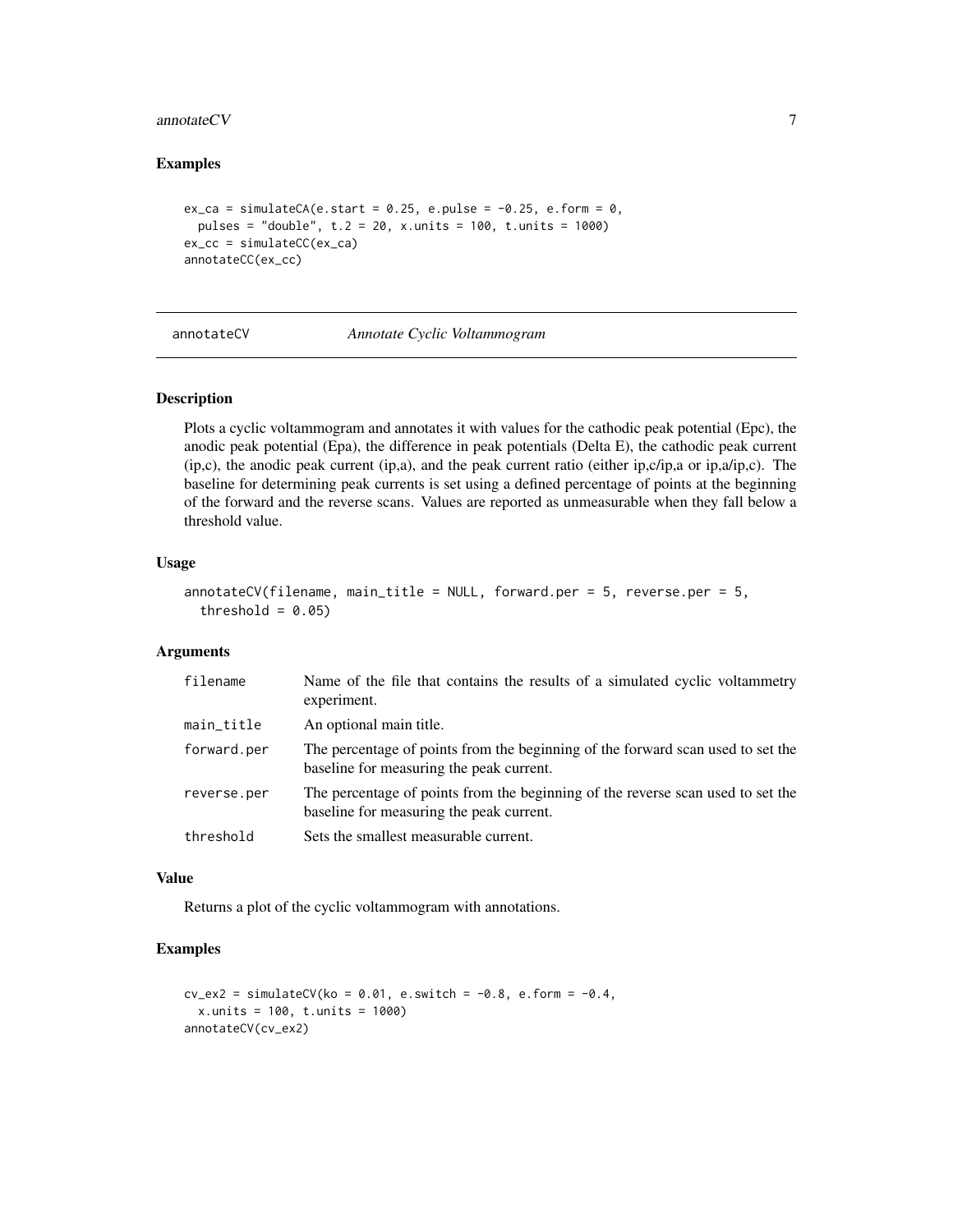## Examples

```
ex_ca = simulateCA(e.start = 0.25, e.pulse = -0.25, e.form = 0,
  pulses = "double", t.2 = 20, x.units = 100, t.units = 1000)
ex_cc = simulateCC(ex_ca)
annotateCC(ex_cc)
```

---

# annotateCV *Annotate Cyclic Voltammogram*

## Description

Plots a cyclic voltammogram and annotates it with values for the cathodic peak potential (Epc), the anodic peak potential (Epa), the difference in peak potentials (Delta E), the cathodic peak current (ip,c), the anodic peak current (ip,a), and the peak current ratio (either ip,c/ip,a or ip,a/ip,c). The baseline for determining peak currents is set using a defined percentage of points at the beginning of the forward and the reverse scans. Values are reported as unmeasurable when they fall below a threshold value.

## Usage

```
annotateCV(filename, main_title = NULL, forward.per = 5, reverse.per = 5,
  threshold = 0.05)
```

## Arguments

| | |
|---|---|
| filename | Name of the file that contains the results of a simulated cyclic voltammetry experiment. |
| main_title | An optional main title. |
| forward.per | The percentage of points from the beginning of the forward scan used to set the baseline for measuring the peak current. |
| reverse.per | The percentage of points from the beginning of the reverse scan used to set the baseline for measuring the peak current. |
| threshold | Sets the smallest measurable current. |

## Value

Returns a plot of the cyclic voltammogram with annotations.

## Examples

```
cv_ex2 = simulateCV(ko = 0.01, e.switch = -0.8, e.form = -0.4,
  x.units = 100, t.units = 1000)
annotateCV(cv_ex2)
```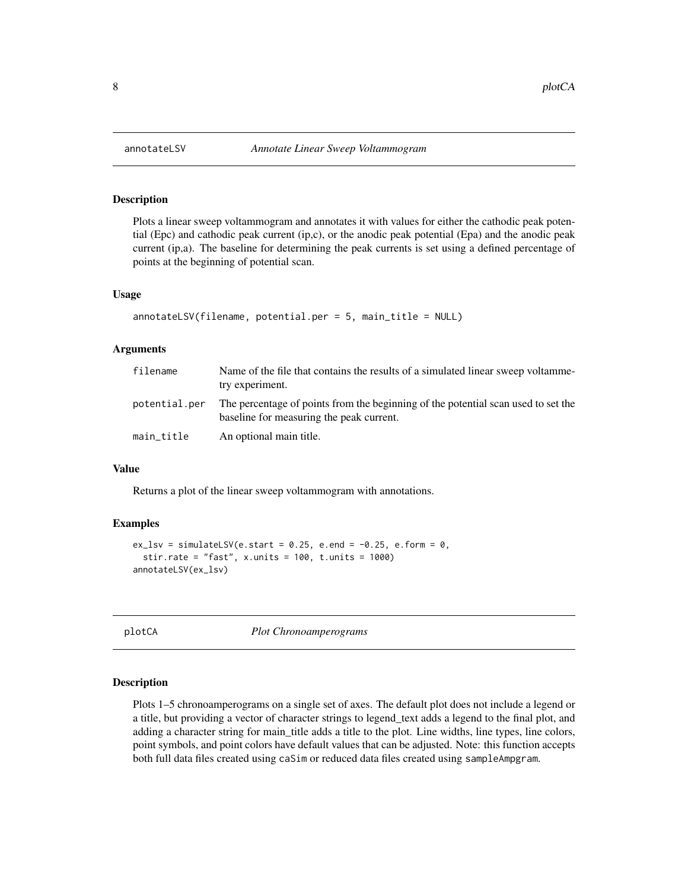## annotateLSV    *Annotate Linear Sweep Voltammogram*

### Description

Plots a linear sweep voltammogram and annotates it with values for either the cathodic peak potential (Epc) and cathodic peak current (ip,c), or the anodic peak potential (Epa) and the anodic peak current (ip,a). The baseline for determining the peak currents is set using a defined percentage of points at the beginning of potential scan.

### Usage

```
annotateLSV(filename, potential.per = 5, main_title = NULL)
```

### Arguments

| | |
|---|---|
| filename | Name of the file that contains the results of a simulated linear sweep voltammetry experiment. |
| potential.per | The percentage of points from the beginning of the potential scan used to set the baseline for measuring the peak current. |
| main_title | An optional main title. |

### Value

Returns a plot of the linear sweep voltammogram with annotations.

### Examples

```
ex_lsv = simulateLSV(e.start = 0.25, e.end = -0.25, e.form = 0,
  stir.rate = "fast", x.units = 100, t.units = 1000)
annotateLSV(ex_lsv)
```

## plotCA    *Plot Chronoamperograms*

### Description

Plots 1–5 chronoamperograms on a single set of axes. The default plot does not include a legend or a title, but providing a vector of character strings to legend_text adds a legend to the final plot, and adding a character string for main_title adds a title to the plot. Line widths, line types, line colors, point symbols, and point colors have default values that can be adjusted. Note: this function accepts both full data files created using `caSim` or reduced data files created using `sampleAmpgram`.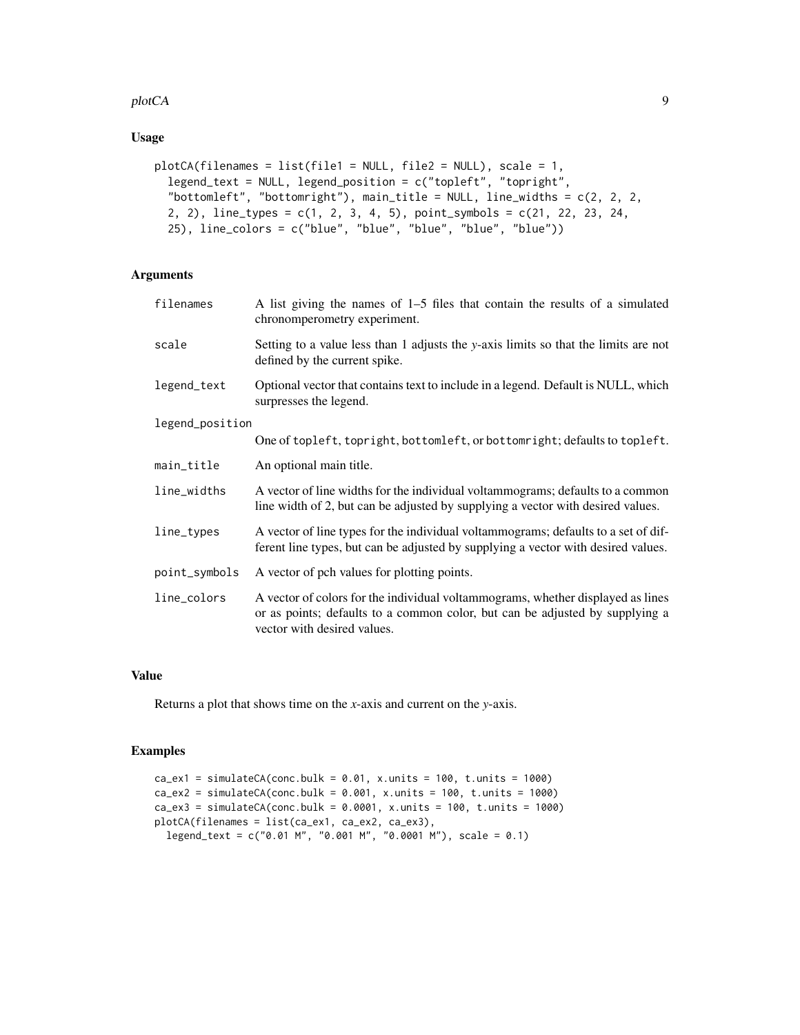## Usage

```
plotCA(filenames = list(file1 = NULL, file2 = NULL), scale = 1,
  legend_text = NULL, legend_position = c("topleft", "topright",
  "bottomleft", "bottomright"), main_title = NULL, line_widths = c(2, 2, 2,
  2, 2), line_types = c(1, 2, 3, 4, 5), point_symbols = c(21, 22, 23, 24,
  25), line_colors = c("blue", "blue", "blue", "blue", "blue"))
```

## Arguments

| | |
|---|---|
| `filenames` | A list giving the names of 1–5 files that contain the results of a simulated chronomperometry experiment. |
| `scale` | Setting to a value less than 1 adjusts the *y*-axis limits so that the limits are not defined by the current spike. |
| `legend_text` | Optional vector that contains text to include in a legend. Default is NULL, which surpresses the legend. |
| `legend_position` | One of `topleft`, `topright`, `bottomleft`, or `bottomright`; defaults to `topleft`. |
| `main_title` | An optional main title. |
| `line_widths` | A vector of line widths for the individual voltammograms; defaults to a common line width of 2, but can be adjusted by supplying a vector with desired values. |
| `line_types` | A vector of line types for the individual voltammograms; defaults to a set of different line types, but can be adjusted by supplying a vector with desired values. |
| `point_symbols` | A vector of pch values for plotting points. |
| `line_colors` | A vector of colors for the individual voltammograms, whether displayed as lines or as points; defaults to a common color, but can be adjusted by supplying a vector with desired values. |

## Value

Returns a plot that shows time on the *x*-axis and current on the *y*-axis.

## Examples

```
ca_ex1 = simulateCA(conc.bulk = 0.01, x.units = 100, t.units = 1000)
ca_ex2 = simulateCA(conc.bulk = 0.001, x.units = 100, t.units = 1000)
ca_ex3 = simulateCA(conc.bulk = 0.0001, x.units = 100, t.units = 1000)
plotCA(filenames = list(ca_ex1, ca_ex2, ca_ex3),
  legend_text = c("0.01 M", "0.001 M", "0.0001 M"), scale = 0.1)
```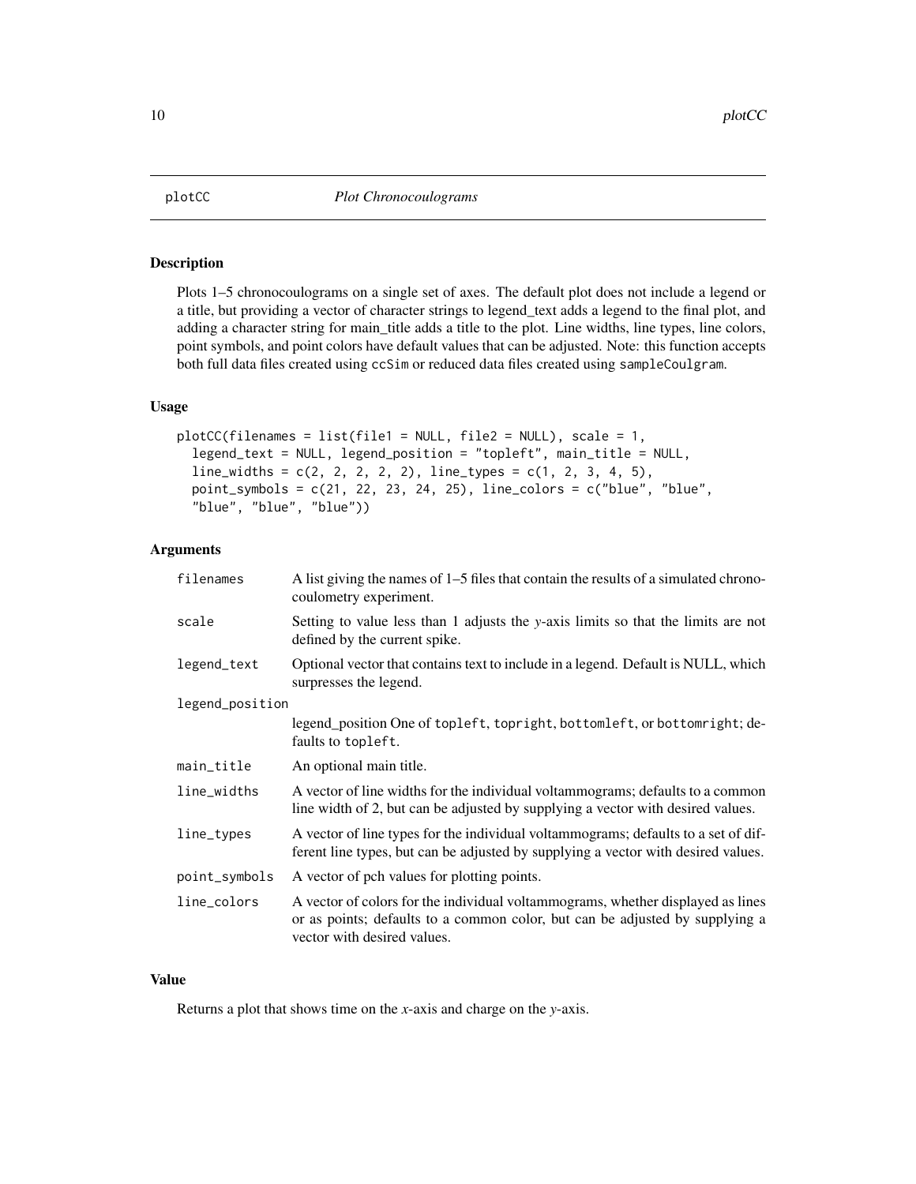# plotCC *Plot Chronocoulograms*

## Description

Plots 1–5 chronocoulograms on a single set of axes. The default plot does not include a legend or a title, but providing a vector of character strings to legend_text adds a legend to the final plot, and adding a character string for main_title adds a title to the plot. Line widths, line types, line colors, point symbols, and point colors have default values that can be adjusted. Note: this function accepts both full data files created using `ccSim` or reduced data files created using `sampleCoulgram`.

## Usage

```
plotCC(filenames = list(file1 = NULL, file2 = NULL), scale = 1,
  legend_text = NULL, legend_position = "topleft", main_title = NULL,
  line_widths = c(2, 2, 2, 2, 2), line_types = c(1, 2, 3, 4, 5),
  point_symbols = c(21, 22, 23, 24, 25), line_colors = c("blue", "blue",
  "blue", "blue", "blue"))
```

## Arguments

| | |
|---|---|
| `filenames` | A list giving the names of 1–5 files that contain the results of a simulated chronocoulometry experiment. |
| `scale` | Setting to value less than 1 adjusts the *y*-axis limits so that the limits are not defined by the current spike. |
| `legend_text` | Optional vector that contains text to include in a legend. Default is NULL, which surpresses the legend. |
| `legend_position` | legend_position One of `topleft`, `topright`, `bottomleft`, or `bottomright`; defaults to `topleft`. |
| `main_title` | An optional main title. |
| `line_widths` | A vector of line widths for the individual voltammograms; defaults to a common line width of 2, but can be adjusted by supplying a vector with desired values. |
| `line_types` | A vector of line types for the individual voltammograms; defaults to a set of different line types, but can be adjusted by supplying a vector with desired values. |
| `point_symbols` | A vector of pch values for plotting points. |
| `line_colors` | A vector of colors for the individual voltammograms, whether displayed as lines or as points; defaults to a common color, but can be adjusted by supplying a vector with desired values. |

## Value

Returns a plot that shows time on the *x*-axis and charge on the *y*-axis.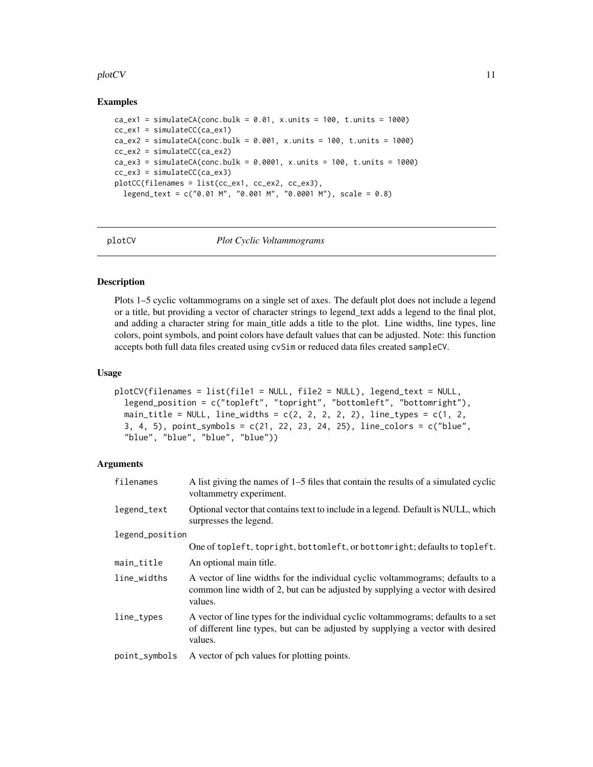## Examples

```
ca_ex1 = simulateCA(conc.bulk = 0.01, x.units = 100, t.units = 1000)
cc_ex1 = simulateCC(ca_ex1)
ca_ex2 = simulateCA(conc.bulk = 0.001, x.units = 100, t.units = 1000)
cc_ex2 = simulateCC(ca_ex2)
ca_ex3 = simulateCA(conc.bulk = 0.0001, x.units = 100, t.units = 1000)
cc_ex3 = simulateCC(ca_ex3)
plotCC(filenames = list(cc_ex1, cc_ex2, cc_ex3),
  legend_text = c("0.01 M", "0.001 M", "0.0001 M"), scale = 0.8)
```

---

# plotCV *Plot Cyclic Voltammograms*

## Description

Plots 1–5 cyclic voltammograms on a single set of axes. The default plot does not include a legend or a title, but providing a vector of character strings to legend_text adds a legend to the final plot, and adding a character string for main_title adds a title to the plot. Line widths, line types, line colors, point symbols, and point colors have default values that can be adjusted. Note: this function accepts both full data files created using `cvSim` or reduced data files created `sampleCV`.

## Usage

```
plotCV(filenames = list(file1 = NULL, file2 = NULL), legend_text = NULL,
  legend_position = c("topleft", "topright", "bottomleft", "bottomright"),
  main_title = NULL, line_widths = c(2, 2, 2, 2, 2), line_types = c(1, 2,
  3, 4, 5), point_symbols = c(21, 22, 23, 24, 25), line_colors = c("blue",
  "blue", "blue", "blue", "blue"))
```

## Arguments

| | |
|---|---|
| `filenames` | A list giving the names of 1–5 files that contain the results of a simulated cyclic voltammetry experiment. |
| `legend_text` | Optional vector that contains text to include in a legend. Default is NULL, which surpresses the legend. |
| `legend_position` | One of `topleft`, `topright`, `bottomleft`, or `bottomright`; defaults to `topleft`. |
| `main_title` | An optional main title. |
| `line_widths` | A vector of line widths for the individual cyclic voltammograms; defaults to a common line width of 2, but can be adjusted by supplying a vector with desired values. |
| `line_types` | A vector of line types for the individual cyclic voltammograms; defaults to a set of different line types, but can be adjusted by supplying a vector with desired values. |
| `point_symbols` | A vector of pch values for plotting points. |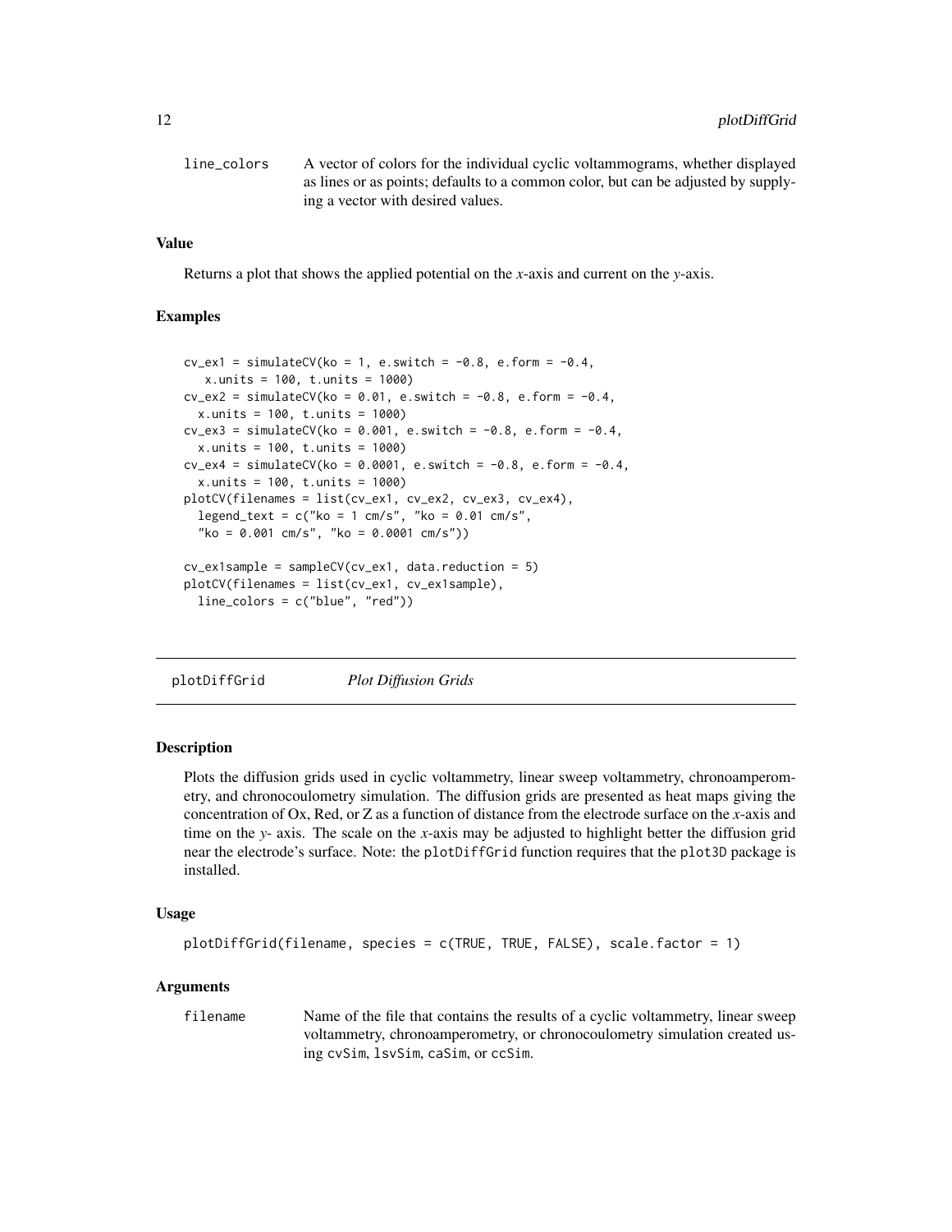line_colors
: A vector of colors for the individual cyclic voltammograms, whether displayed as lines or as points; defaults to a common color, but can be adjusted by supplying a vector with desired values.

### Value

Returns a plot that shows the applied potential on the *x*-axis and current on the *y*-axis.

### Examples

```
cv_ex1 = simulateCV(ko = 1, e.switch = -0.8, e.form = -0.4,
   x.units = 100, t.units = 1000)
cv_ex2 = simulateCV(ko = 0.01, e.switch = -0.8, e.form = -0.4,
  x.units = 100, t.units = 1000)
cv_ex3 = simulateCV(ko = 0.001, e.switch = -0.8, e.form = -0.4,
  x.units = 100, t.units = 1000)
cv_ex4 = simulateCV(ko = 0.0001, e.switch = -0.8, e.form = -0.4,
  x.units = 100, t.units = 1000)
plotCV(filenames = list(cv_ex1, cv_ex2, cv_ex3, cv_ex4),
  legend_text = c("ko = 1 cm/s", "ko = 0.01 cm/s",
  "ko = 0.001 cm/s", "ko = 0.0001 cm/s"))

cv_ex1sample = sampleCV(cv_ex1, data.reduction = 5)
plotCV(filenames = list(cv_ex1, cv_ex1sample),
  line_colors = c("blue", "red"))
```

---

## plotDiffGrid — *Plot Diffusion Grids*

### Description

Plots the diffusion grids used in cyclic voltammetry, linear sweep voltammetry, chronoamperometry, and chronocoulometry simulation. The diffusion grids are presented as heat maps giving the concentration of Ox, Red, or Z as a function of distance from the electrode surface on the *x*-axis and time on the *y*- axis. The scale on the *x*-axis may be adjusted to highlight better the diffusion grid near the electrode's surface. Note: the `plotDiffGrid` function requires that the `plot3D` package is installed.

### Usage

```
plotDiffGrid(filename, species = c(TRUE, TRUE, FALSE), scale.factor = 1)
```

### Arguments

filename
: Name of the file that contains the results of a cyclic voltammetry, linear sweep voltammetry, chronoamperometry, or chronocoulometry simulation created using `cvSim`, `lsvSim`, `caSim`, or `ccSim`.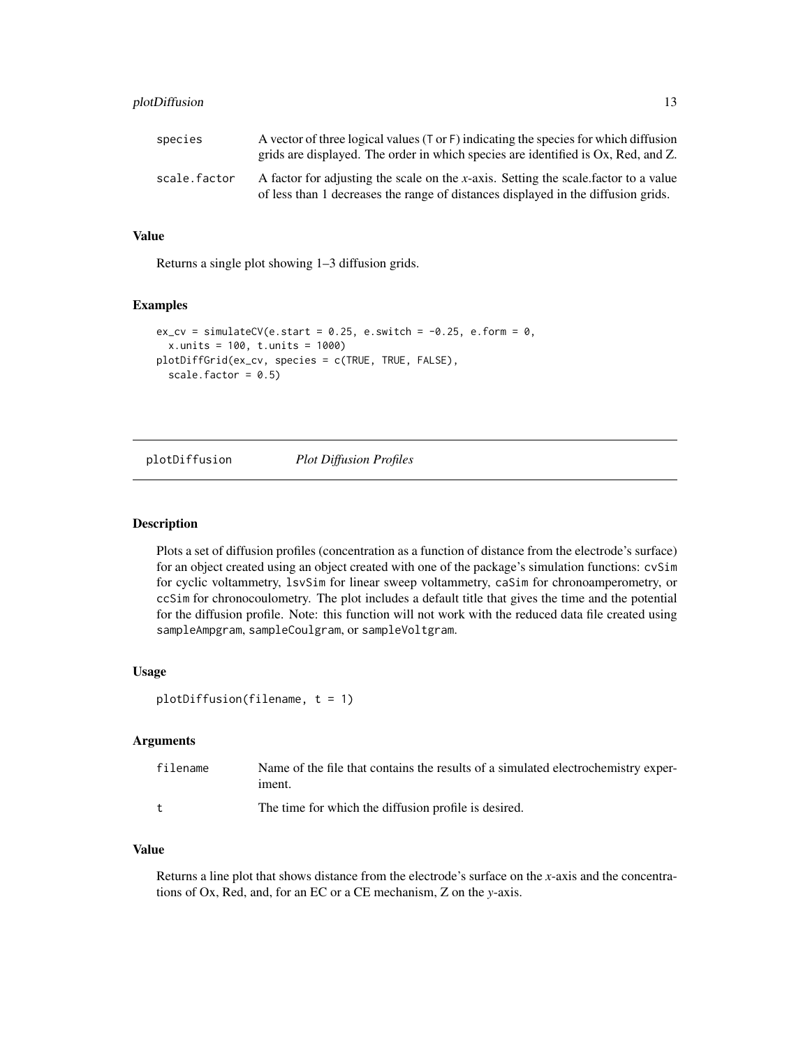| | |
|---|---|
| species | A vector of three logical values (T or F) indicating the species for which diffusion grids are displayed. The order in which species are identified is Ox, Red, and Z. |
| scale.factor | A factor for adjusting the scale on the *x*-axis. Setting the scale.factor to a value of less than 1 decreases the range of distances displayed in the diffusion grids. |

### Value

Returns a single plot showing 1–3 diffusion grids.

### Examples

```
ex_cv = simulateCV(e.start = 0.25, e.switch = -0.25, e.form = 0,
  x.units = 100, t.units = 1000)
plotDiffGrid(ex_cv, species = c(TRUE, TRUE, FALSE),
  scale.factor = 0.5)
```

## plotDiffusion *Plot Diffusion Profiles*

### Description

Plots a set of diffusion profiles (concentration as a function of distance from the electrode's surface) for an object created using an object created with one of the package's simulation functions: `cvSim` for cyclic voltammetry, `lsvSim` for linear sweep voltammetry, `caSim` for chronoamperometry, or `ccSim` for chronocoulometry. The plot includes a default title that gives the time and the potential for the diffusion profile. Note: this function will not work with the reduced data file created using `sampleAmpgram`, `sampleCoulgram`, or `sampleVoltgram`.

### Usage

```
plotDiffusion(filename, t = 1)
```

### Arguments

| | |
|---|---|
| filename | Name of the file that contains the results of a simulated electrochemistry experiment. |
| t | The time for which the diffusion profile is desired. |

### Value

Returns a line plot that shows distance from the electrode's surface on the *x*-axis and the concentrations of Ox, Red, and, for an EC or a CE mechanism, Z on the *y*-axis.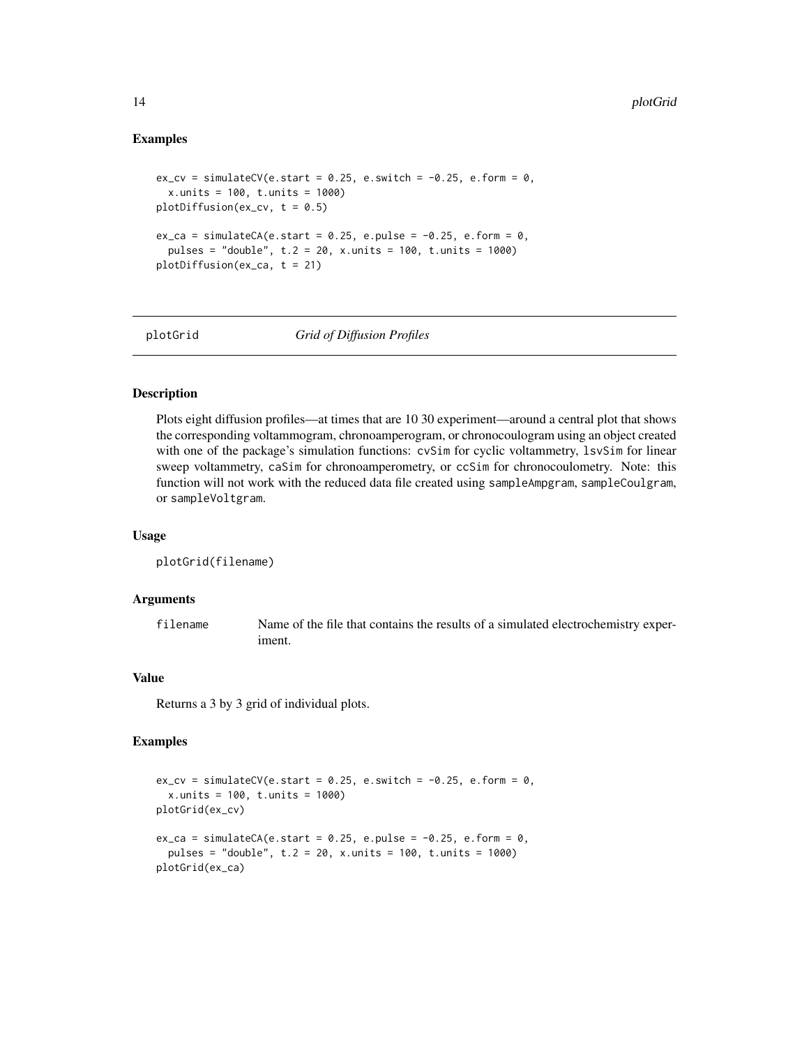## Examples

```
ex_cv = simulateCV(e.start = 0.25, e.switch = -0.25, e.form = 0,
  x.units = 100, t.units = 1000)
plotDiffusion(ex_cv, t = 0.5)

ex_ca = simulateCA(e.start = 0.25, e.pulse = -0.25, e.form = 0,
  pulses = "double", t.2 = 20, x.units = 100, t.units = 1000)
plotDiffusion(ex_ca, t = 21)
```

---

# plotGrid *Grid of Diffusion Profiles*

---

## Description

Plots eight diffusion profiles—at times that are 10 30 experiment—around a central plot that shows the corresponding voltammogram, chronoamperogram, or chronocoulogram using an object created with one of the package's simulation functions: `cvSim` for cyclic voltammetry, `lsvSim` for linear sweep voltammetry, `caSim` for chronoamperometry, or `ccSim` for chronocoulometry. Note: this function will not work with the reduced data file created using `sampleAmpgram`, `sampleCoulgram`, or `sampleVoltgram`.

## Usage

```
plotGrid(filename)
```

## Arguments

| | |
|---|---|
| `filename` | Name of the file that contains the results of a simulated electrochemistry experiment. |

## Value

Returns a 3 by 3 grid of individual plots.

## Examples

```
ex_cv = simulateCV(e.start = 0.25, e.switch = -0.25, e.form = 0,
  x.units = 100, t.units = 1000)
plotGrid(ex_cv)

ex_ca = simulateCA(e.start = 0.25, e.pulse = -0.25, e.form = 0,
  pulses = "double", t.2 = 20, x.units = 100, t.units = 1000)
plotGrid(ex_ca)
```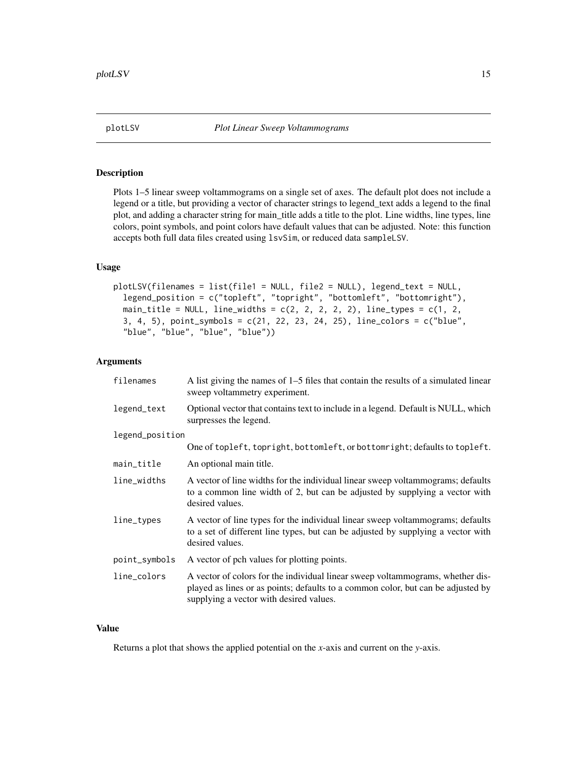# plotLSV — *Plot Linear Sweep Voltammograms*

## Description

Plots 1–5 linear sweep voltammograms on a single set of axes. The default plot does not include a legend or a title, but providing a vector of character strings to legend_text adds a legend to the final plot, and adding a character string for main_title adds a title to the plot. Line widths, line types, line colors, point symbols, and point colors have default values that can be adjusted. Note: this function accepts both full data files created using `lsvSim`, or reduced data `sampleLSV`.

## Usage

```
plotLSV(filenames = list(file1 = NULL, file2 = NULL), legend_text = NULL,
  legend_position = c("topleft", "topright", "bottomleft", "bottomright"),
  main_title = NULL, line_widths = c(2, 2, 2, 2, 2), line_types = c(1, 2,
  3, 4, 5), point_symbols = c(21, 22, 23, 24, 25), line_colors = c("blue",
  "blue", "blue", "blue", "blue"))
```

## Arguments

| Argument | Description |
| --- | --- |
| `filenames` | A list giving the names of 1–5 files that contain the results of a simulated linear sweep voltammetry experiment. |
| `legend_text` | Optional vector that contains text to include in a legend. Default is NULL, which surpresses the legend. |
| `legend_position` | One of `topleft`, `topright`, `bottomleft`, or `bottomright`; defaults to `topleft`. |
| `main_title` | An optional main title. |
| `line_widths` | A vector of line widths for the individual linear sweep voltammograms; defaults to a common line width of 2, but can be adjusted by supplying a vector with desired values. |
| `line_types` | A vector of line types for the individual linear sweep voltammograms; defaults to a set of different line types, but can be adjusted by supplying a vector with desired values. |
| `point_symbols` | A vector of pch values for plotting points. |
| `line_colors` | A vector of colors for the individual linear sweep voltammograms, whether displayed as lines or as points; defaults to a common color, but can be adjusted by supplying a vector with desired values. |

## Value

Returns a plot that shows the applied potential on the *x*-axis and current on the *y*-axis.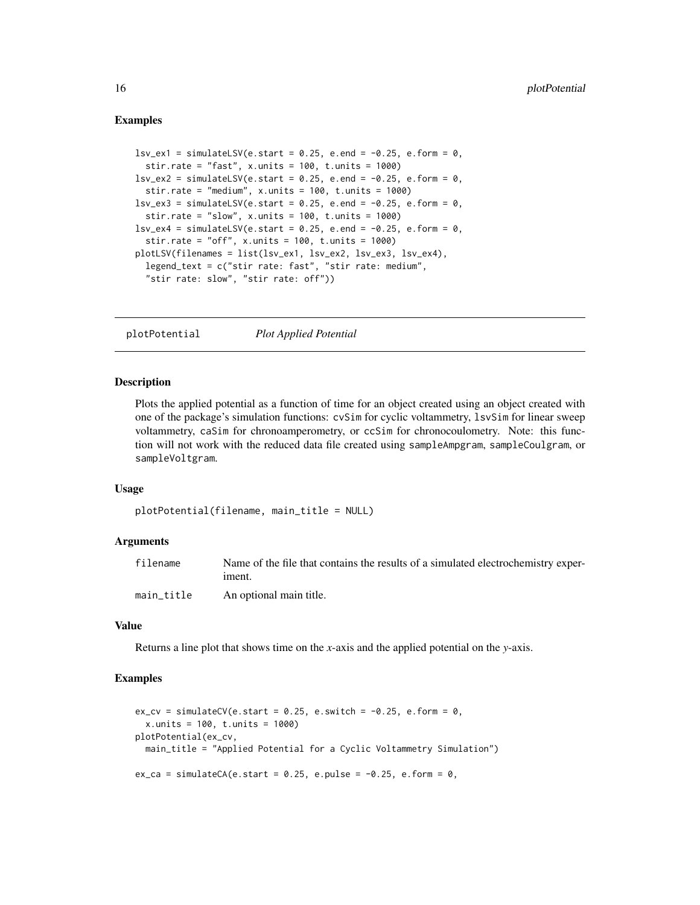### Examples

```
lsv_ex1 = simulateLSV(e.start = 0.25, e.end = -0.25, e.form = 0,
  stir.rate = "fast", x.units = 100, t.units = 1000)
lsv_ex2 = simulateLSV(e.start = 0.25, e.end = -0.25, e.form = 0,
  stir.rate = "medium", x.units = 100, t.units = 1000)
lsv_ex3 = simulateLSV(e.start = 0.25, e.end = -0.25, e.form = 0,
  stir.rate = "slow", x.units = 100, t.units = 1000)
lsv_ex4 = simulateLSV(e.start = 0.25, e.end = -0.25, e.form = 0,
  stir.rate = "off", x.units = 100, t.units = 1000)
plotLSV(filenames = list(lsv_ex1, lsv_ex2, lsv_ex3, lsv_ex4),
  legend_text = c("stir rate: fast", "stir rate: medium",
  "stir rate: slow", "stir rate: off"))
```

## plotPotential *Plot Applied Potential*

### Description

Plots the applied potential as a function of time for an object created using an object created with one of the package's simulation functions: cvSim for cyclic voltammetry, lsvSim for linear sweep voltammetry, caSim for chronoamperometry, or ccSim for chronocoulometry. Note: this function will not work with the reduced data file created using sampleAmpgram, sampleCoulgram, or sampleVoltgram.

### Usage

```
plotPotential(filename, main_title = NULL)
```

### Arguments

| | |
|---|---|
| filename | Name of the file that contains the results of a simulated electrochemistry experiment. |
| main_title | An optional main title. |

### Value

Returns a line plot that shows time on the *x*-axis and the applied potential on the *y*-axis.

### Examples

```
ex_cv = simulateCV(e.start = 0.25, e.switch = -0.25, e.form = 0,
  x.units = 100, t.units = 1000)
plotPotential(ex_cv,
  main_title = "Applied Potential for a Cyclic Voltammetry Simulation")

ex_ca = simulateCA(e.start = 0.25, e.pulse = -0.25, e.form = 0,
```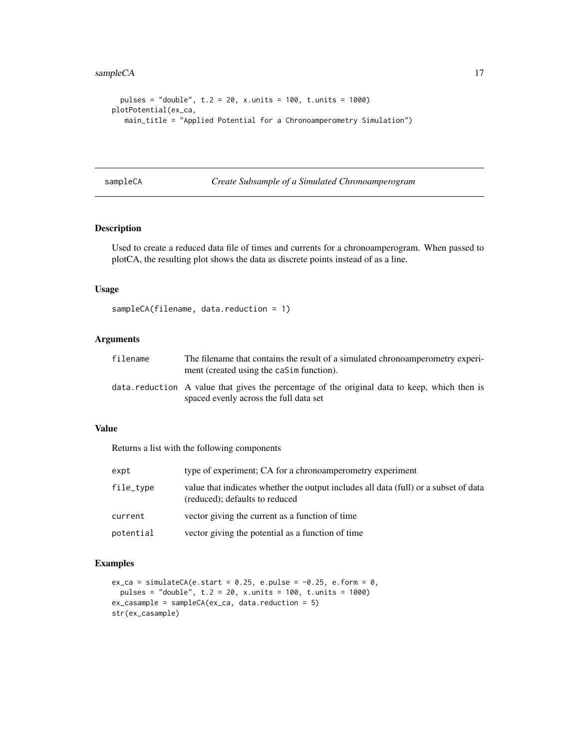```
  pulses = "double", t.2 = 20, x.units = 100, t.units = 1000)
plotPotential(ex_ca,
   main_title = "Applied Potential for a Chronoamperometry Simulation")
```

## sampleCA — *Create Subsample of a Simulated Chronoamperogram*

### Description

Used to create a reduced data file of times and currents for a chronoamperogram. When passed to plotCA, the resulting plot shows the data as discrete points instead of as a line.

### Usage

```
sampleCA(filename, data.reduction = 1)
```

### Arguments

| | |
|---|---|
| filename | The filename that contains the result of a simulated chronoamperometry experiment (created using the caSim function). |
| data.reduction | A value that gives the percentage of the original data to keep, which then is spaced evenly across the full data set |

### Value

Returns a list with the following components

| | |
|---|---|
| expt | type of experiment; CA for a chronoamperometry experiment |
| file_type | value that indicates whether the output includes all data (full) or a subset of data (reduced); defaults to reduced |
| current | vector giving the current as a function of time |
| potential | vector giving the potential as a function of time |

### Examples

```
ex_ca = simulateCA(e.start = 0.25, e.pulse = -0.25, e.form = 0,
  pulses = "double", t.2 = 20, x.units = 100, t.units = 1000)
ex_casample = sampleCA(ex_ca, data.reduction = 5)
str(ex_casample)
```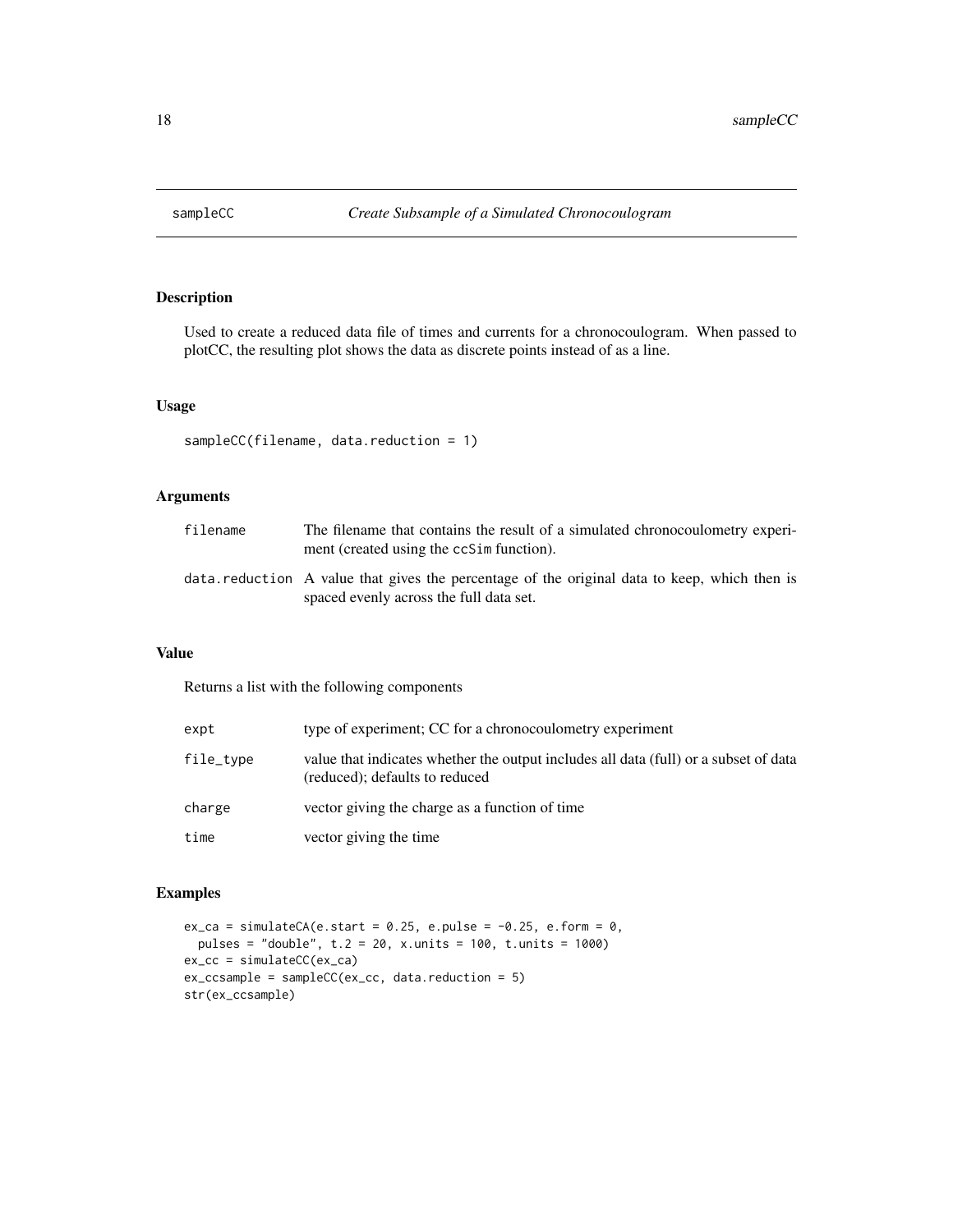# sampleCC — *Create Subsample of a Simulated Chronocoulogram*

## Description

Used to create a reduced data file of times and currents for a chronocoulogram. When passed to plotCC, the resulting plot shows the data as discrete points instead of as a line.

## Usage

```
sampleCC(filename, data.reduction = 1)
```

## Arguments

| | |
|---|---|
| `filename` | The filename that contains the result of a simulated chronocoulometry experiment (created using the `ccSim` function). |
| `data.reduction` | A value that gives the percentage of the original data to keep, which then is spaced evenly across the full data set. |

## Value

Returns a list with the following components

| | |
|---|---|
| `expt` | type of experiment; CC for a chronocoulometry experiment |
| `file_type` | value that indicates whether the output includes all data (full) or a subset of data (reduced); defaults to reduced |
| `charge` | vector giving the charge as a function of time |
| `time` | vector giving the time |

## Examples

```
ex_ca = simulateCA(e.start = 0.25, e.pulse = -0.25, e.form = 0,
  pulses = "double", t.2 = 20, x.units = 100, t.units = 1000)
ex_cc = simulateCC(ex_ca)
ex_ccsample = sampleCC(ex_cc, data.reduction = 5)
str(ex_ccsample)
```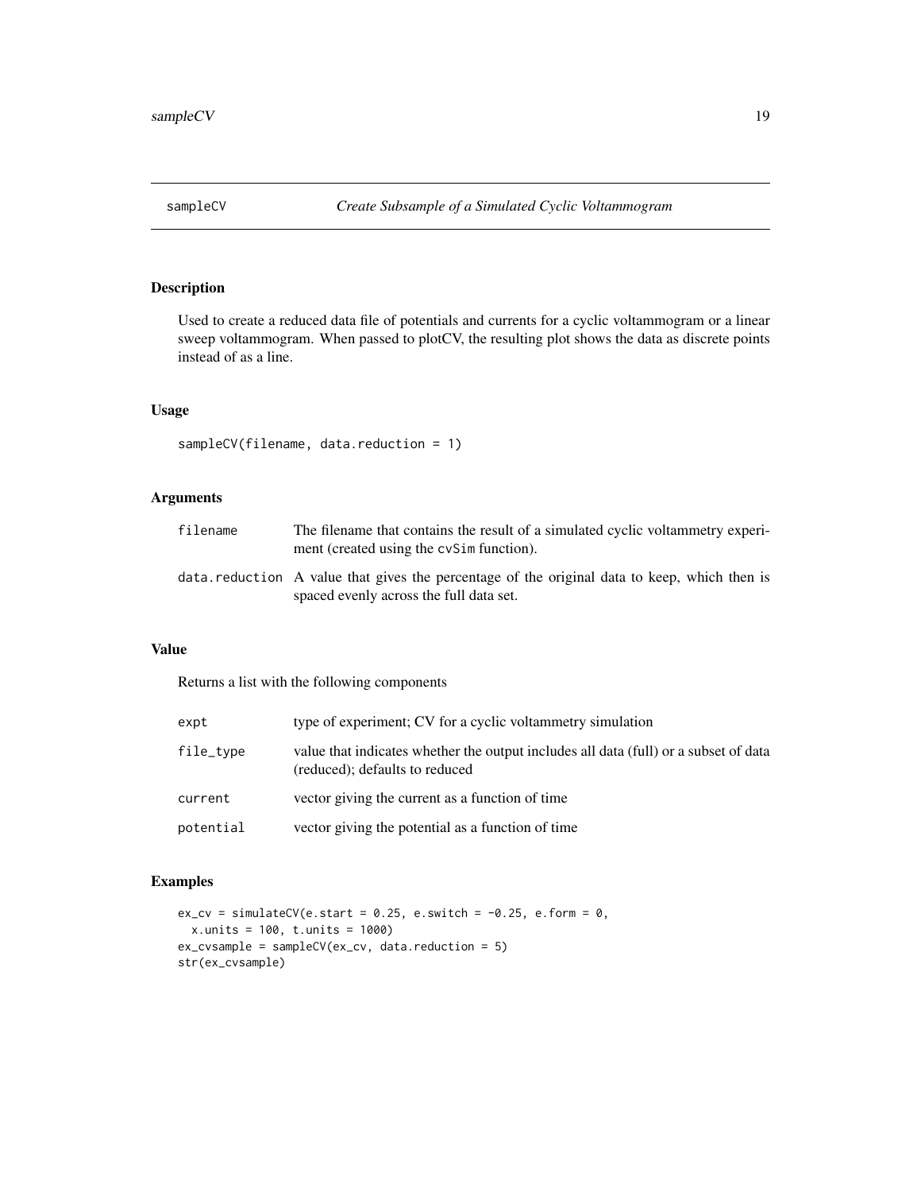# sampleCV — *Create Subsample of a Simulated Cyclic Voltammogram*

## Description

Used to create a reduced data file of potentials and currents for a cyclic voltammogram or a linear sweep voltammogram. When passed to plotCV, the resulting plot shows the data as discrete points instead of as a line.

## Usage

```
sampleCV(filename, data.reduction = 1)
```

## Arguments

| | |
|---|---|
| `filename` | The filename that contains the result of a simulated cyclic voltammetry experiment (created using the `cvSim` function). |
| `data.reduction` | A value that gives the percentage of the original data to keep, which then is spaced evenly across the full data set. |

## Value

Returns a list with the following components

| | |
|---|---|
| `expt` | type of experiment; CV for a cyclic voltammetry simulation |
| `file_type` | value that indicates whether the output includes all data (full) or a subset of data (reduced); defaults to reduced |
| `current` | vector giving the current as a function of time |
| `potential` | vector giving the potential as a function of time |

## Examples

```
ex_cv = simulateCV(e.start = 0.25, e.switch = -0.25, e.form = 0,
  x.units = 100, t.units = 1000)
ex_cvsample = sampleCV(ex_cv, data.reduction = 5)
str(ex_cvsample)
```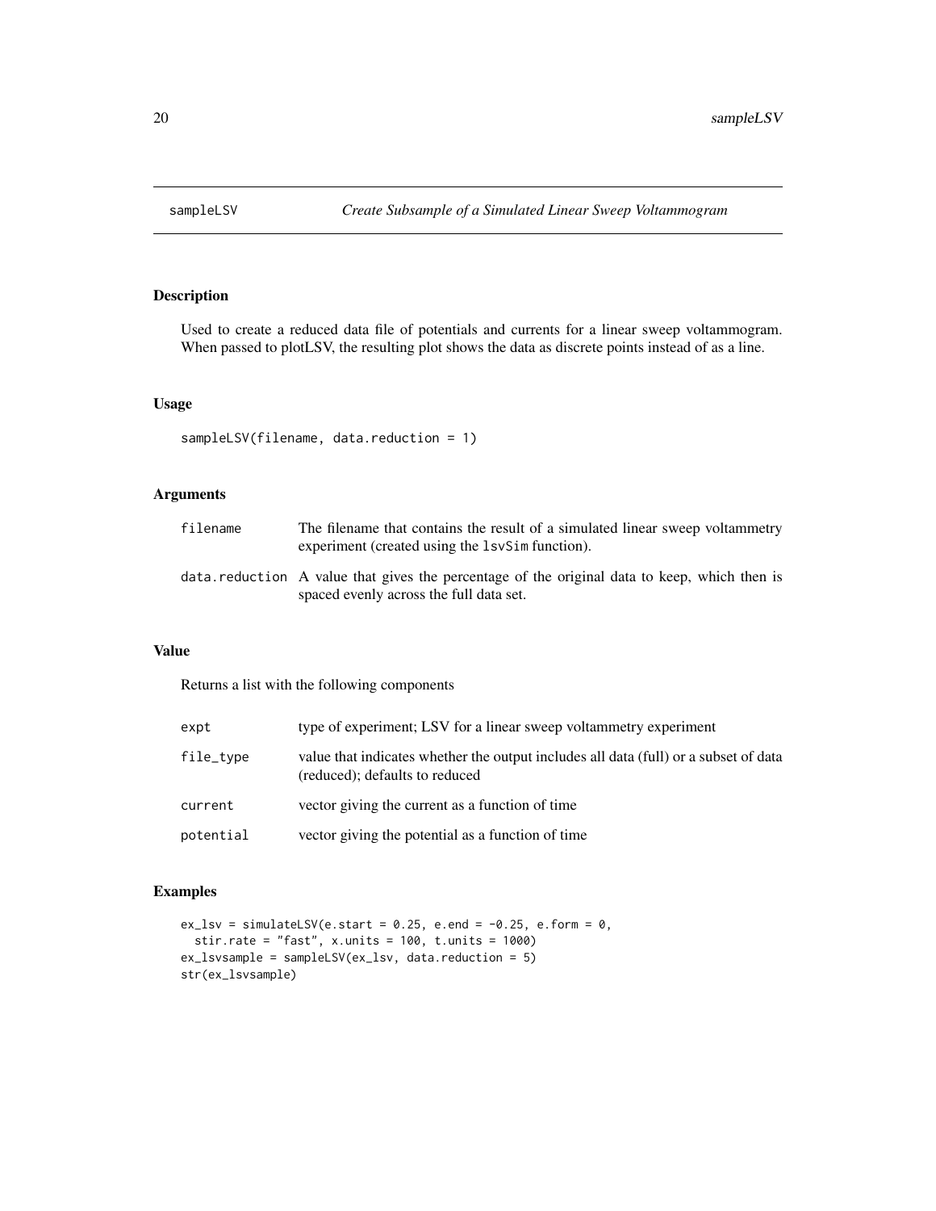# sampleLSV — *Create Subsample of a Simulated Linear Sweep Voltammogram*

## Description

Used to create a reduced data file of potentials and currents for a linear sweep voltammogram. When passed to plotLSV, the resulting plot shows the data as discrete points instead of as a line.

## Usage

```
sampleLSV(filename, data.reduction = 1)
```

## Arguments

| | |
|---|---|
| `filename` | The filename that contains the result of a simulated linear sweep voltammetry experiment (created using the `lsvSim` function). |
| `data.reduction` | A value that gives the percentage of the original data to keep, which then is spaced evenly across the full data set. |

## Value

Returns a list with the following components

| | |
|---|---|
| `expt` | type of experiment; LSV for a linear sweep voltammetry experiment |
| `file_type` | value that indicates whether the output includes all data (full) or a subset of data (reduced); defaults to reduced |
| `current` | vector giving the current as a function of time |
| `potential` | vector giving the potential as a function of time |

## Examples

```
ex_lsv = simulateLSV(e.start = 0.25, e.end = -0.25, e.form = 0,
  stir.rate = "fast", x.units = 100, t.units = 1000)
ex_lsvsample = sampleLSV(ex_lsv, data.reduction = 5)
str(ex_lsvsample)
```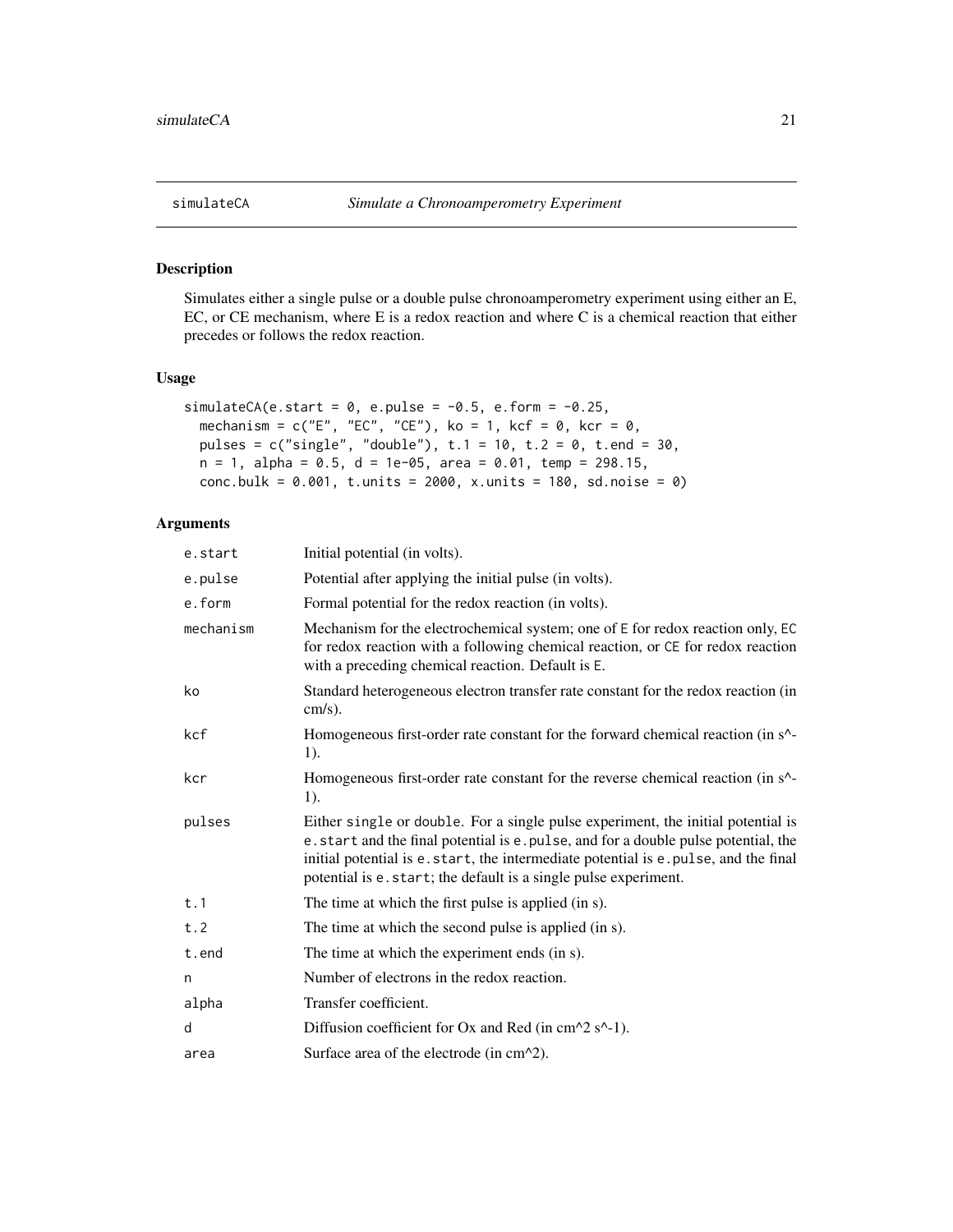## simulateCA *Simulate a Chronoamperometry Experiment*

### Description

Simulates either a single pulse or a double pulse chronoamperometry experiment using either an E, EC, or CE mechanism, where E is a redox reaction and where C is a chemical reaction that either precedes or follows the redox reaction.

### Usage

```
simulateCA(e.start = 0, e.pulse = -0.5, e.form = -0.25,
  mechanism = c("E", "EC", "CE"), ko = 1, kcf = 0, kcr = 0,
  pulses = c("single", "double"), t.1 = 10, t.2 = 0, t.end = 30,
  n = 1, alpha = 0.5, d = 1e-05, area = 0.01, temp = 298.15,
  conc.bulk = 0.001, t.units = 2000, x.units = 180, sd.noise = 0)
```

### Arguments

| | |
|---|---|
| e.start | Initial potential (in volts). |
| e.pulse | Potential after applying the initial pulse (in volts). |
| e.form | Formal potential for the redox reaction (in volts). |
| mechanism | Mechanism for the electrochemical system; one of E for redox reaction only, EC for redox reaction with a following chemical reaction, or CE for redox reaction with a preceding chemical reaction. Default is E. |
| ko | Standard heterogeneous electron transfer rate constant for the redox reaction (in cm/s). |
| kcf | Homogeneous first-order rate constant for the forward chemical reaction (in s^-1). |
| kcr | Homogeneous first-order rate constant for the reverse chemical reaction (in s^-1). |
| pulses | Either single or double. For a single pulse experiment, the initial potential is e.start and the final potential is e.pulse, and for a double pulse potential, the initial potential is e.start, the intermediate potential is e.pulse, and the final potential is e.start; the default is a single pulse experiment. |
| t.1 | The time at which the first pulse is applied (in s). |
| t.2 | The time at which the second pulse is applied (in s). |
| t.end | The time at which the experiment ends (in s). |
| n | Number of electrons in the redox reaction. |
| alpha | Transfer coefficient. |
| d | Diffusion coefficient for Ox and Red (in cm^2 s^-1). |
| area | Surface area of the electrode (in cm^2). |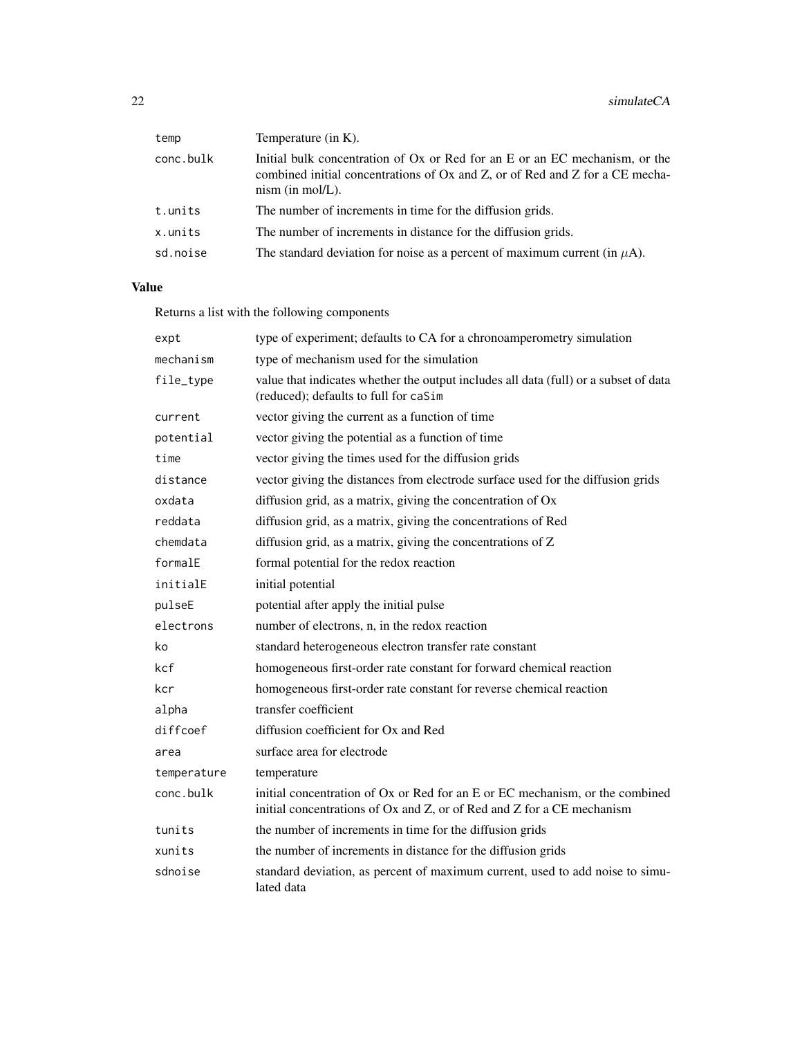| | |
|---|---|
| temp | Temperature (in K). |
| conc.bulk | Initial bulk concentration of Ox or Red for an E or an EC mechanism, or the combined initial concentrations of Ox and Z, or of Red and Z for a CE mechanism (in mol/L). |
| t.units | The number of increments in time for the diffusion grids. |
| x.units | The number of increments in distance for the diffusion grids. |
| sd.noise | The standard deviation for noise as a percent of maximum current (in $\mu$A). |

## Value

Returns a list with the following components

| | |
|---|---|
| expt | type of experiment; defaults to CA for a chronoamperometry simulation |
| mechanism | type of mechanism used for the simulation |
| file_type | value that indicates whether the output includes all data (full) or a subset of data (reduced); defaults to full for caSim |
| current | vector giving the current as a function of time |
| potential | vector giving the potential as a function of time |
| time | vector giving the times used for the diffusion grids |
| distance | vector giving the distances from electrode surface used for the diffusion grids |
| oxdata | diffusion grid, as a matrix, giving the concentration of Ox |
| reddata | diffusion grid, as a matrix, giving the concentrations of Red |
| chemdata | diffusion grid, as a matrix, giving the concentrations of Z |
| formalE | formal potential for the redox reaction |
| initialE | initial potential |
| pulseE | potential after apply the initial pulse |
| electrons | number of electrons, n, in the redox reaction |
| ko | standard heterogeneous electron transfer rate constant |
| kcf | homogeneous first-order rate constant for forward chemical reaction |
| kcr | homogeneous first-order rate constant for reverse chemical reaction |
| alpha | transfer coefficient |
| diffcoef | diffusion coefficient for Ox and Red |
| area | surface area for electrode |
| temperature | temperature |
| conc.bulk | initial concentration of Ox or Red for an E or EC mechanism, or the combined initial concentrations of Ox and Z, or of Red and Z for a CE mechanism |
| tunits | the number of increments in time for the diffusion grids |
| xunits | the number of increments in distance for the diffusion grids |
| sdnoise | standard deviation, as percent of maximum current, used to add noise to simulated data |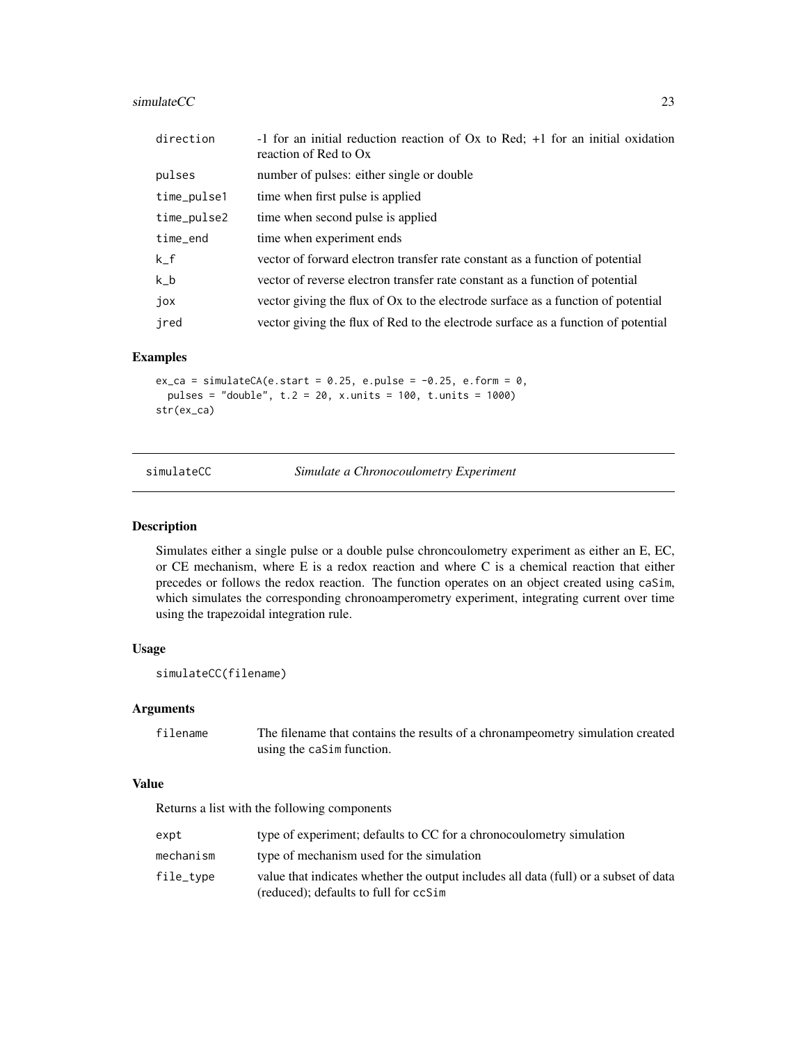| | |
|---|---|
| direction | -1 for an initial reduction reaction of Ox to Red; +1 for an initial oxidation reaction of Red to Ox |
| pulses | number of pulses: either single or double |
| time_pulse1 | time when first pulse is applied |
| time_pulse2 | time when second pulse is applied |
| time_end | time when experiment ends |
| k_f | vector of forward electron transfer rate constant as a function of potential |
| k_b | vector of reverse electron transfer rate constant as a function of potential |
| jox | vector giving the flux of Ox to the electrode surface as a function of potential |
| jred | vector giving the flux of Red to the electrode surface as a function of potential |

### Examples

```
ex_ca = simulateCA(e.start = 0.25, e.pulse = -0.25, e.form = 0,
  pulses = "double", t.2 = 20, x.units = 100, t.units = 1000)
str(ex_ca)
```

---

## simulateCC    *Simulate a Chronocoulometry Experiment*

### Description

Simulates either a single pulse or a double pulse chroncoulometry experiment as either an E, EC, or CE mechanism, where E is a redox reaction and where C is a chemical reaction that either precedes or follows the redox reaction. The function operates on an object created using caSim, which simulates the corresponding chronoamperometry experiment, integrating current over time using the trapezoidal integration rule.

### Usage

```
simulateCC(filename)
```

### Arguments

| | |
|---|---|
| filename | The filename that contains the results of a chronampeometry simulation created using the caSim function. |

### Value

Returns a list with the following components

| | |
|---|---|
| expt | type of experiment; defaults to CC for a chronocoulometry simulation |
| mechanism | type of mechanism used for the simulation |
| file_type | value that indicates whether the output includes all data (full) or a subset of data (reduced); defaults to full for ccSim |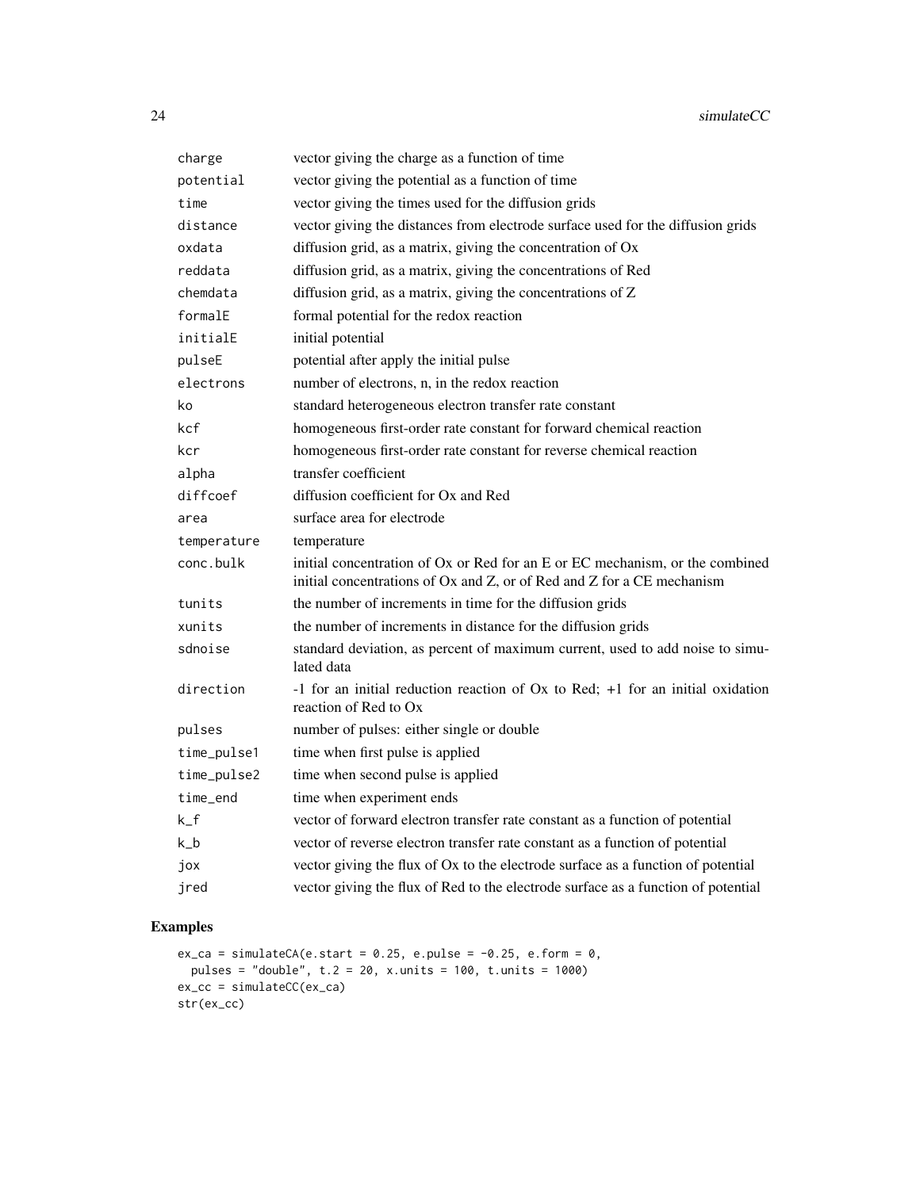| | |
|---|---|
| `charge` | vector giving the charge as a function of time |
| `potential` | vector giving the potential as a function of time |
| `time` | vector giving the times used for the diffusion grids |
| `distance` | vector giving the distances from electrode surface used for the diffusion grids |
| `oxdata` | diffusion grid, as a matrix, giving the concentration of Ox |
| `reddata` | diffusion grid, as a matrix, giving the concentrations of Red |
| `chemdata` | diffusion grid, as a matrix, giving the concentrations of Z |
| `formalE` | formal potential for the redox reaction |
| `initialE` | initial potential |
| `pulseE` | potential after apply the initial pulse |
| `electrons` | number of electrons, n, in the redox reaction |
| `ko` | standard heterogeneous electron transfer rate constant |
| `kcf` | homogeneous first-order rate constant for forward chemical reaction |
| `kcr` | homogeneous first-order rate constant for reverse chemical reaction |
| `alpha` | transfer coefficient |
| `diffcoef` | diffusion coefficient for Ox and Red |
| `area` | surface area for electrode |
| `temperature` | temperature |
| `conc.bulk` | initial concentration of Ox or Red for an E or EC mechanism, or the combined initial concentrations of Ox and Z, or of Red and Z for a CE mechanism |
| `tunits` | the number of increments in time for the diffusion grids |
| `xunits` | the number of increments in distance for the diffusion grids |
| `sdnoise` | standard deviation, as percent of maximum current, used to add noise to simulated data |
| `direction` | -1 for an initial reduction reaction of Ox to Red; +1 for an initial oxidation reaction of Red to Ox |
| `pulses` | number of pulses: either single or double |
| `time_pulse1` | time when first pulse is applied |
| `time_pulse2` | time when second pulse is applied |
| `time_end` | time when experiment ends |
| `k_f` | vector of forward electron transfer rate constant as a function of potential |
| `k_b` | vector of reverse electron transfer rate constant as a function of potential |
| `jox` | vector giving the flux of Ox to the electrode surface as a function of potential |
| `jred` | vector giving the flux of Red to the electrode surface as a function of potential |

## Examples

```
ex_ca = simulateCA(e.start = 0.25, e.pulse = -0.25, e.form = 0,
  pulses = "double", t.2 = 20, x.units = 100, t.units = 1000)
ex_cc = simulateCC(ex_ca)
str(ex_cc)
```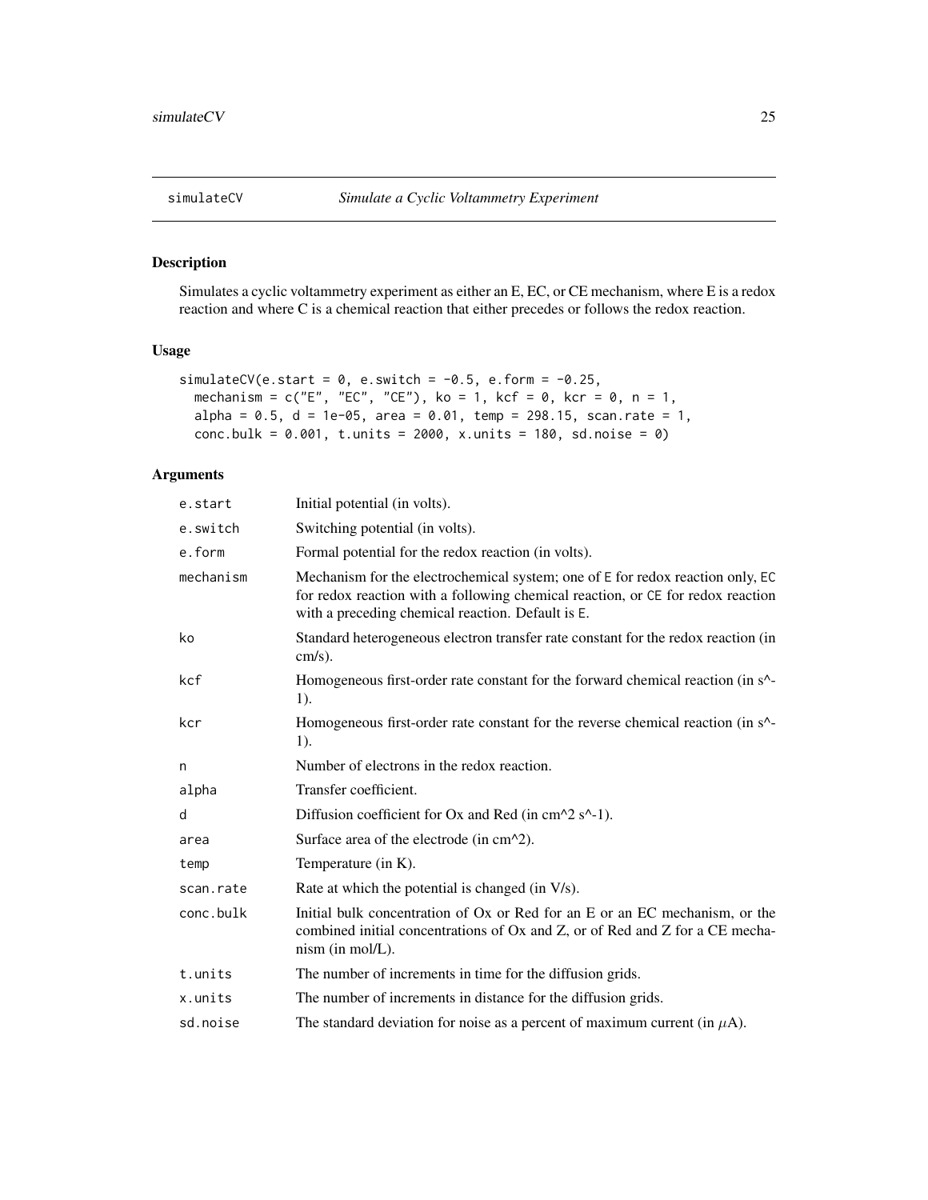# simulateCV *Simulate a Cyclic Voltammetry Experiment*

## Description

Simulates a cyclic voltammetry experiment as either an E, EC, or CE mechanism, where E is a redox reaction and where C is a chemical reaction that either precedes or follows the redox reaction.

## Usage

```
simulateCV(e.start = 0, e.switch = -0.5, e.form = -0.25,
  mechanism = c("E", "EC", "CE"), ko = 1, kcf = 0, kcr = 0, n = 1,
  alpha = 0.5, d = 1e-05, area = 0.01, temp = 298.15, scan.rate = 1,
  conc.bulk = 0.001, t.units = 2000, x.units = 180, sd.noise = 0)
```

## Arguments

| | |
|---|---|
| e.start | Initial potential (in volts). |
| e.switch | Switching potential (in volts). |
| e.form | Formal potential for the redox reaction (in volts). |
| mechanism | Mechanism for the electrochemical system; one of `E` for redox reaction only, `EC` for redox reaction with a following chemical reaction, or `CE` for redox reaction with a preceding chemical reaction. Default is `E`. |
| ko | Standard heterogeneous electron transfer rate constant for the redox reaction (in cm/s). |
| kcf | Homogeneous first-order rate constant for the forward chemical reaction (in s^-1). |
| kcr | Homogeneous first-order rate constant for the reverse chemical reaction (in s^-1). |
| n | Number of electrons in the redox reaction. |
| alpha | Transfer coefficient. |
| d | Diffusion coefficient for Ox and Red (in cm^2 s^-1). |
| area | Surface area of the electrode (in cm^2). |
| temp | Temperature (in K). |
| scan.rate | Rate at which the potential is changed (in V/s). |
| conc.bulk | Initial bulk concentration of Ox or Red for an E or an EC mechanism, or the combined initial concentrations of Ox and Z, or of Red and Z for a CE mechanism (in mol/L). |
| t.units | The number of increments in time for the diffusion grids. |
| x.units | The number of increments in distance for the diffusion grids. |
| sd.noise | The standard deviation for noise as a percent of maximum current (in $\mu$A). |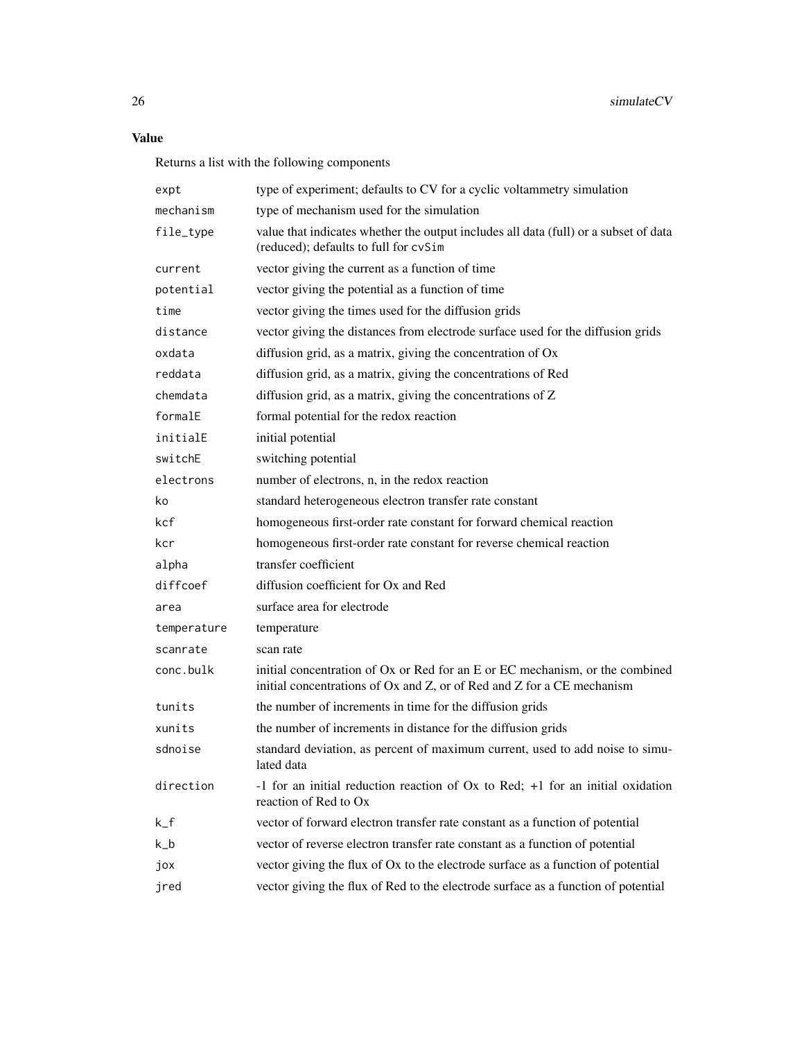## Value

Returns a list with the following components

| | |
|---|---|
| expt | type of experiment; defaults to CV for a cyclic voltammetry simulation |
| mechanism | type of mechanism used for the simulation |
| file_type | value that indicates whether the output includes all data (full) or a subset of data (reduced); defaults to full for cvSim |
| current | vector giving the current as a function of time |
| potential | vector giving the potential as a function of time |
| time | vector giving the times used for the diffusion grids |
| distance | vector giving the distances from electrode surface used for the diffusion grids |
| oxdata | diffusion grid, as a matrix, giving the concentration of Ox |
| reddata | diffusion grid, as a matrix, giving the concentrations of Red |
| chemdata | diffusion grid, as a matrix, giving the concentrations of Z |
| formalE | formal potential for the redox reaction |
| initialE | initial potential |
| switchE | switching potential |
| electrons | number of electrons, n, in the redox reaction |
| ko | standard heterogeneous electron transfer rate constant |
| kcf | homogeneous first-order rate constant for forward chemical reaction |
| kcr | homogeneous first-order rate constant for reverse chemical reaction |
| alpha | transfer coefficient |
| diffcoef | diffusion coefficient for Ox and Red |
| area | surface area for electrode |
| temperature | temperature |
| scanrate | scan rate |
| conc.bulk | initial concentration of Ox or Red for an E or EC mechanism, or the combined initial concentrations of Ox and Z, or of Red and Z for a CE mechanism |
| tunits | the number of increments in time for the diffusion grids |
| xunits | the number of increments in distance for the diffusion grids |
| sdnoise | standard deviation, as percent of maximum current, used to add noise to simulated data |
| direction | -1 for an initial reduction reaction of Ox to Red; +1 for an initial oxidation reaction of Red to Ox |
| k_f | vector of forward electron transfer rate constant as a function of potential |
| k_b | vector of reverse electron transfer rate constant as a function of potential |
| jox | vector giving the flux of Ox to the electrode surface as a function of potential |
| jred | vector giving the flux of Red to the electrode surface as a function of potential |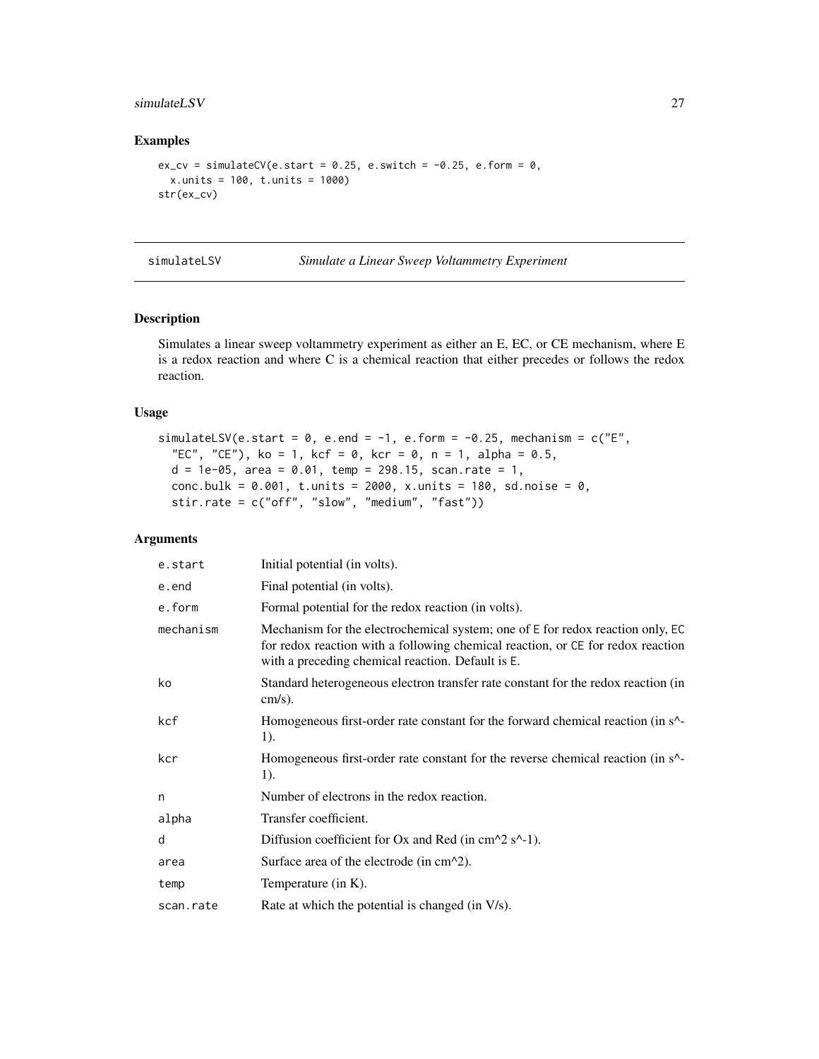## Examples

```
ex_cv = simulateCV(e.start = 0.25, e.switch = -0.25, e.form = 0,
  x.units = 100, t.units = 1000)
str(ex_cv)
```

---

# simulateLSV — *Simulate a Linear Sweep Voltammetry Experiment*

---

## Description

Simulates a linear sweep voltammetry experiment as either an E, EC, or CE mechanism, where E is a redox reaction and where C is a chemical reaction that either precedes or follows the redox reaction.

## Usage

```
simulateLSV(e.start = 0, e.end = -1, e.form = -0.25, mechanism = c("E",
  "EC", "CE"), ko = 1, kcf = 0, kcr = 0, n = 1, alpha = 0.5,
  d = 1e-05, area = 0.01, temp = 298.15, scan.rate = 1,
  conc.bulk = 0.001, t.units = 2000, x.units = 180, sd.noise = 0,
  stir.rate = c("off", "slow", "medium", "fast"))
```

## Arguments

| | |
|---|---|
| `e.start` | Initial potential (in volts). |
| `e.end` | Final potential (in volts). |
| `e.form` | Formal potential for the redox reaction (in volts). |
| `mechanism` | Mechanism for the electrochemical system; one of `E` for redox reaction only, `EC` for redox reaction with a following chemical reaction, or `CE` for redox reaction with a preceding chemical reaction. Default is `E`. |
| `ko` | Standard heterogeneous electron transfer rate constant for the redox reaction (in cm/s). |
| `kcf` | Homogeneous first-order rate constant for the forward chemical reaction (in s^-1). |
| `kcr` | Homogeneous first-order rate constant for the reverse chemical reaction (in s^-1). |
| `n` | Number of electrons in the redox reaction. |
| `alpha` | Transfer coefficient. |
| `d` | Diffusion coefficient for Ox and Red (in cm^2 s^-1). |
| `area` | Surface area of the electrode (in cm^2). |
| `temp` | Temperature (in K). |
| `scan.rate` | Rate at which the potential is changed (in V/s). |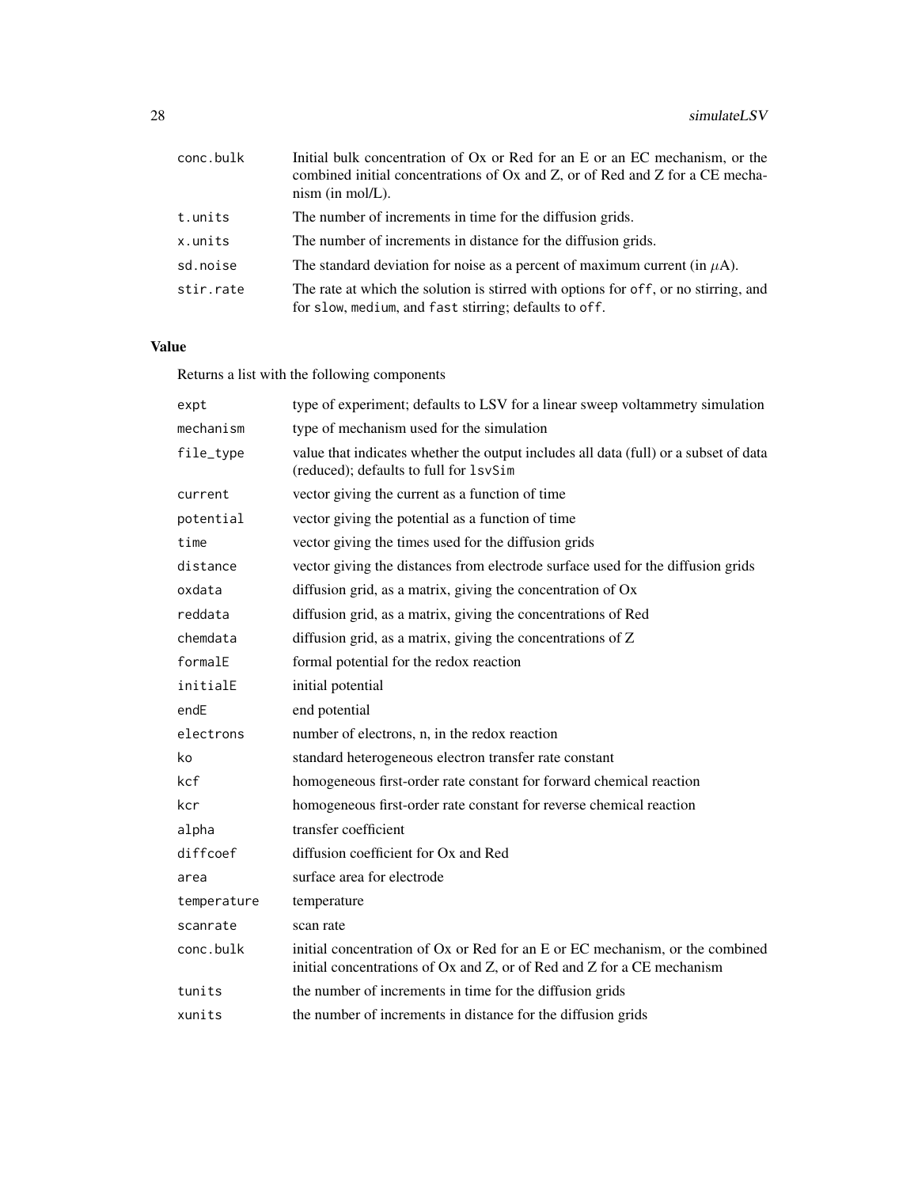| | |
|---|---|
| conc.bulk | Initial bulk concentration of Ox or Red for an E or an EC mechanism, or the combined initial concentrations of Ox and Z, or of Red and Z for a CE mechanism (in mol/L). |
| t.units | The number of increments in time for the diffusion grids. |
| x.units | The number of increments in distance for the diffusion grids. |
| sd.noise | The standard deviation for noise as a percent of maximum current (in $\mu$A). |
| stir.rate | The rate at which the solution is stirred with options for off, or no stirring, and for slow, medium, and fast stirring; defaults to off. |

## Value

Returns a list with the following components

| | |
|---|---|
| expt | type of experiment; defaults to LSV for a linear sweep voltammetry simulation |
| mechanism | type of mechanism used for the simulation |
| file_type | value that indicates whether the output includes all data (full) or a subset of data (reduced); defaults to full for lsvSim |
| current | vector giving the current as a function of time |
| potential | vector giving the potential as a function of time |
| time | vector giving the times used for the diffusion grids |
| distance | vector giving the distances from electrode surface used for the diffusion grids |
| oxdata | diffusion grid, as a matrix, giving the concentration of Ox |
| reddata | diffusion grid, as a matrix, giving the concentrations of Red |
| chemdata | diffusion grid, as a matrix, giving the concentrations of Z |
| formalE | formal potential for the redox reaction |
| initialE | initial potential |
| endE | end potential |
| electrons | number of electrons, n, in the redox reaction |
| ko | standard heterogeneous electron transfer rate constant |
| kcf | homogeneous first-order rate constant for forward chemical reaction |
| kcr | homogeneous first-order rate constant for reverse chemical reaction |
| alpha | transfer coefficient |
| diffcoef | diffusion coefficient for Ox and Red |
| area | surface area for electrode |
| temperature | temperature |
| scanrate | scan rate |
| conc.bulk | initial concentration of Ox or Red for an E or EC mechanism, or the combined initial concentrations of Ox and Z, or of Red and Z for a CE mechanism |
| tunits | the number of increments in time for the diffusion grids |
| xunits | the number of increments in distance for the diffusion grids |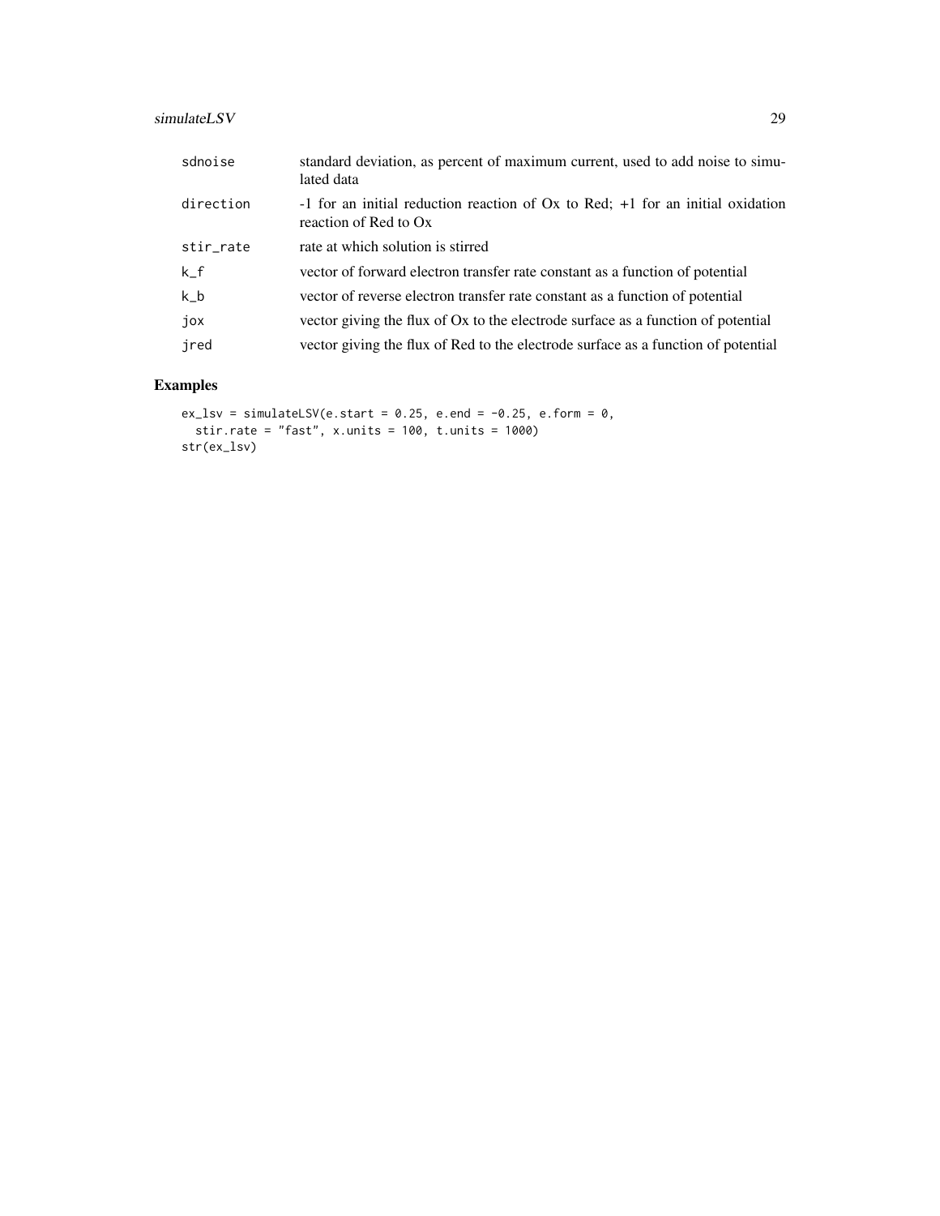| | |
|---|---|
| sdnoise | standard deviation, as percent of maximum current, used to add noise to simulated data |
| direction | -1 for an initial reduction reaction of Ox to Red; +1 for an initial oxidation reaction of Red to Ox |
| stir_rate | rate at which solution is stirred |
| k_f | vector of forward electron transfer rate constant as a function of potential |
| k_b | vector of reverse electron transfer rate constant as a function of potential |
| jox | vector giving the flux of Ox to the electrode surface as a function of potential |
| jred | vector giving the flux of Red to the electrode surface as a function of potential |

## Examples

```
ex_lsv = simulateLSV(e.start = 0.25, e.end = -0.25, e.form = 0,
  stir.rate = "fast", x.units = 100, t.units = 1000)
str(ex_lsv)
```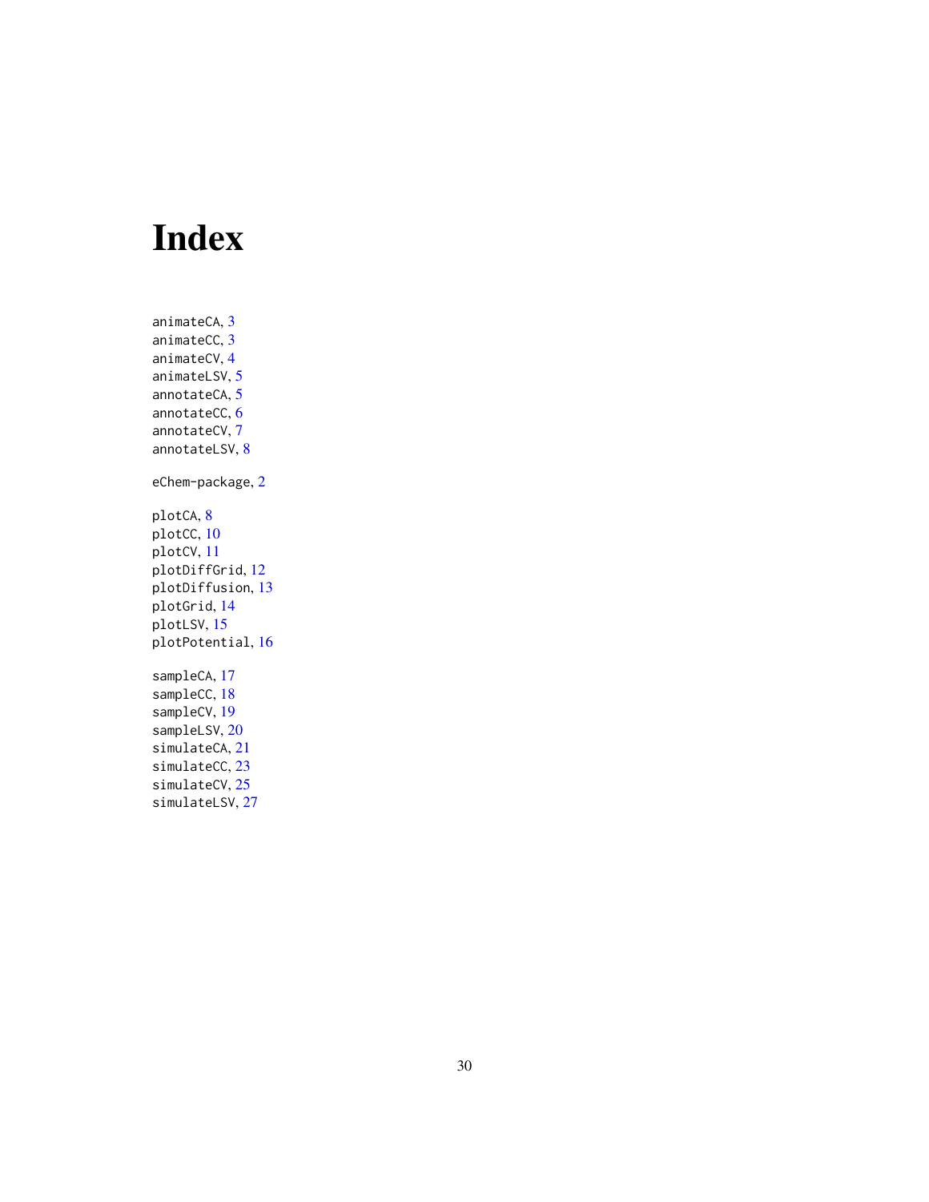# Index

animateCA, 3
animateCC, 3
animateCV, 4
animateLSV, 5
annotateCA, 5
annotateCC, 6
annotateCV, 7
annotateLSV, 8

eChem-package, 2

plotCA, 8
plotCC, 10
plotCV, 11
plotDiffGrid, 12
plotDiffusion, 13
plotGrid, 14
plotLSV, 15
plotPotential, 16

sampleCA, 17
sampleCC, 18
sampleCV, 19
sampleLSV, 20
simulateCA, 21
simulateCC, 23
simulateCV, 25
simulateLSV, 27